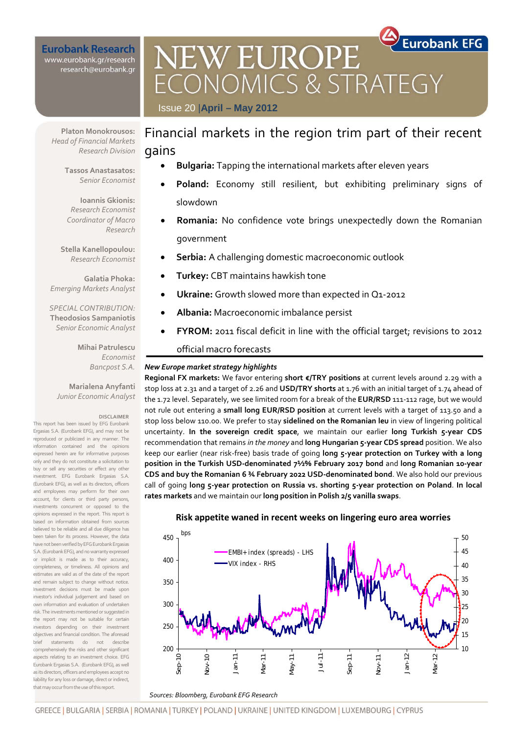**Eurobank Research**
www.eurobank.gr/research
research@eurobank.gr

**Eurobank EFG**

# NEW EUROPE ECONOMICS & STRATEGY

Issue 20 | **April – May 2012**

**Platon Monokrousos:**
*Head of Financial Markets Research Division*

**Tassos Anastasatos:**
*Senior Economist*

**Ioannis Gkionis:**
*Research Economist Coordinator of Macro Research*

**Stella Kanellopoulou:**
*Research Economist*

**Galatia Phoka:**
*Emerging Markets Analyst*

*SPECIAL CONTRIBUTION:*
**Theodosios Sampaniotis**
*Senior Economic Analyst*

**Mihai Patrulescu**
*Economist*
*Bancpost S.A.*

**Marialena Anyfanti**
*Junior Economic Analyst*

DISCLAIMER
This report has been issued by EFG Eurobank Ergasias S.A. (Eurobank EFG), and may not be reproduced or publicized in any manner. The information contained and the opinions expressed herein are for informative purposes only and they do not constitute a solicitation to buy or sell any securities or effect any other investment. EFG Eurobank Ergasias S.A. (Eurobank EFG), as well as its directors, officers and employees may perform for their own account, for clients or third party persons, investments concurrent or opposed to the opinions expressed in the report. This report is based on information obtained from sources believed to be reliable and all due diligence has been taken for its process. However, the data have not been verified by EFG Eurobank Ergasias S.A. (Eurobank EFG), and no warranty expressed or implicit is made as to their accuracy, completeness, or timeliness. All opinions and estimates are valid as of the date of the report and remain subject to change without notice. Investment decisions must be made upon investor's individual judgement and based on own information and evaluation of undertaken risk. The investments mentioned or suggested in the report may not be suitable for certain investors depending on their investment objectives and financial condition. The aforesaid brief statements do not describe comprehensively the risks and other significant aspects relating to an investment choice. EFG Eurobank Ergasias S.A. (Eurobank EFG), as well as its directors, officers and employees accept no liability for any loss or damage, direct or indirect, that may occur from the use of this report.

## Financial markets in the region trim part of their recent gains

- **Bulgaria:** Tapping the international markets after eleven years
- **Poland:** Economy still resilient, but exhibiting preliminary signs of slowdown
- **Romania:** No confidence vote brings unexpectedly down the Romanian government
- **Serbia:** A challenging domestic macroeconomic outlook
- **Turkey:** CBT maintains hawkish tone
- **Ukraine:** Growth slowed more than expected in Q1-2012
- **Albania:** Macroeconomic imbalance persist
- **FYROM:** 2011 fiscal deficit in line with the official target; revisions to 2012 official macro forecasts

***New Europe market strategy highlights***

**Regional FX markets:** We favor entering **short €/TRY positions** at current levels around 2.29 with a stop loss at 2.31 and a target of 2.26 and **USD/TRY shorts** at 1.76 with an initial target of 1.74 ahead of the 1.72 level. Separately, we see limited room for a break of the **EUR/RSD** 111-112 rage, but we would not rule out entering a **small long EUR/RSD position** at current levels with a target of 113.50 and a stop loss below 110.00. We prefer to stay **sidelined on the Romanian leu** in view of lingering political uncertainty. **In the sovereign credit space**, we maintain our earlier **long Turkish 5-year CDS** recommendation that remains *in the money* and **long Hungarian 5-year CDS spread** position. We also keep our earlier (near risk-free) basis trade of going **long 5-year protection on Turkey with a long position in the Turkish USD-denominated 7½% February 2017 bond** and **long Romanian 10-year CDS and buy the Romanian 6 ¾ February 2022 USD-denominated bond**. We also hold our previous call of going **long 5-year protection on Russia vs. shorting 5-year protection on Poland**. **In local rates markets** and we maintain our **long position in Polish 2/5 vanilla swaps**.

**Risk appetite waned in recent weeks on lingering euro area worries**

*Sources: Bloomberg, Eurobank EFG Research*

GREECE | BULGARIA | SERBIA | ROMANIA | TURKEY | POLAND | UKRAINE | UNITED KINGDOM | LUXEMBOURG | CYPRUS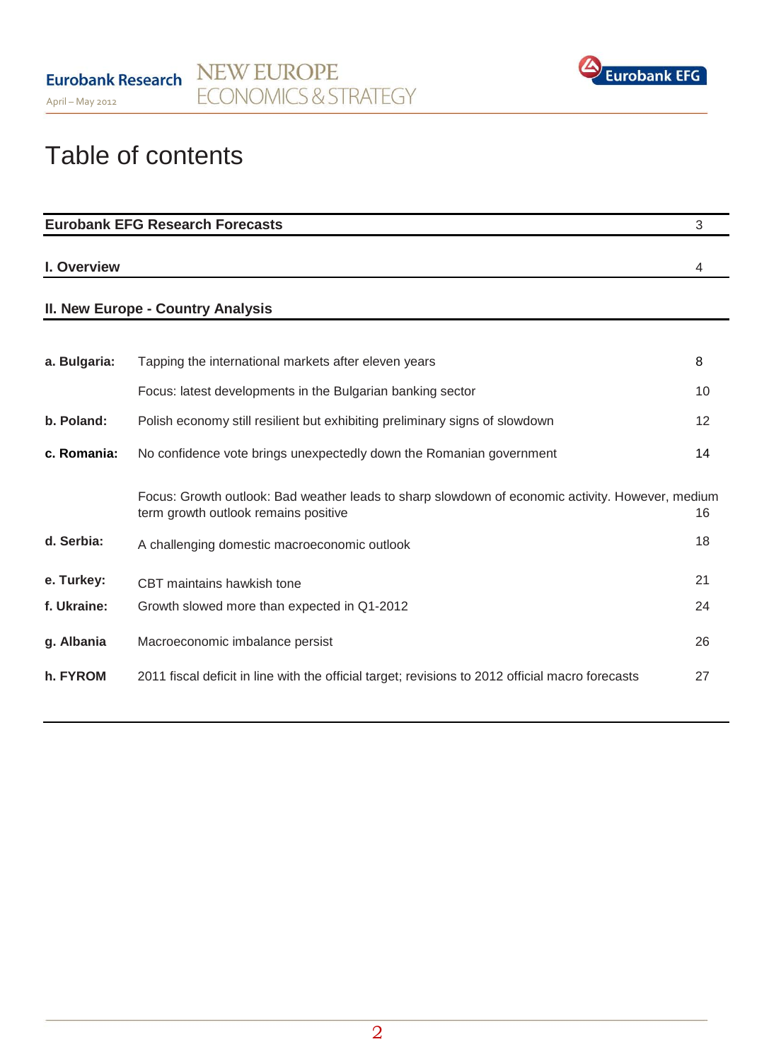# Table of contents

| Eurobank EFG Research Forecasts | | 3 |
|---|---|---|
| **I. Overview** | | 4 |
| **II. New Europe - Country Analysis** | | |
| **a. Bulgaria:** | Tapping the international markets after eleven years | 8 |
| | Focus: latest developments in the Bulgarian banking sector | 10 |
| **b. Poland:** | Polish economy still resilient but exhibiting preliminary signs of slowdown | 12 |
| **c. Romania:** | No confidence vote brings unexpectedly down the Romanian government | 14 |
| | Focus: Growth outlook: Bad weather leads to sharp slowdown of economic activity. However, medium term growth outlook remains positive | 16 |
| **d. Serbia:** | A challenging domestic macroeconomic outlook | 18 |
| **e. Turkey:** | CBT maintains hawkish tone | 21 |
| **f. Ukraine:** | Growth slowed more than expected in Q1-2012 | 24 |
| **g. Albania** | Macroeconomic imbalance persist | 26 |
| **h. FYROM** | 2011 fiscal deficit in line with the official target; revisions to 2012 official macro forecasts | 27 |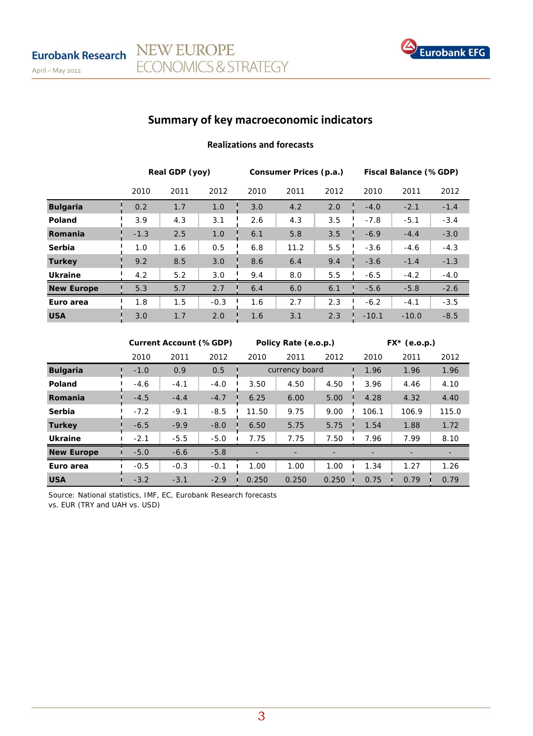## Summary of key macroeconomic indicators

### Realizations and forecasts

| | Real GDP (yoy) | | | Consumer Prices (p.a.) | | | Fiscal Balance (% GDP) | | |
|---|---|---|---|---|---|---|---|---|---|
| | 2010 | 2011 | 2012 | 2010 | 2011 | 2012 | 2010 | 2011 | 2012 |
| **Bulgaria** | 0.2 | 1.7 | 1.0 | 3.0 | 4.2 | 2.0 | -4.0 | -2.1 | -1.4 |
| **Poland** | 3.9 | 4.3 | 3.1 | 2.6 | 4.3 | 3.5 | -7.8 | -5.1 | -3.4 |
| **Romania** | -1.3 | 2.5 | 1.0 | 6.1 | 5.8 | 3.5 | -6.9 | -4.4 | -3.0 |
| **Serbia** | 1.0 | 1.6 | 0.5 | 6.8 | 11.2 | 5.5 | -3.6 | -4.6 | -4.3 |
| **Turkey** | 9.2 | 8.5 | 3.0 | 8.6 | 6.4 | 9.4 | -3.6 | -1.4 | -1.3 |
| **Ukraine** | 4.2 | 5.2 | 3.0 | 9.4 | 8.0 | 5.5 | -6.5 | -4.2 | -4.0 |
| **New Europe** | 5.3 | 5.7 | 2.7 | 6.4 | 6.0 | 6.1 | -5.6 | -5.8 | -2.6 |
| **Euro area** | 1.8 | 1.5 | -0.3 | 1.6 | 2.7 | 2.3 | -6.2 | -4.1 | -3.5 |
| **USA** | 3.0 | 1.7 | 2.0 | 1.6 | 3.1 | 2.3 | -10.1 | -10.0 | -8.5 |

| | Current Account (% GDP) | | | Policy Rate (e.o.p.) | | | FX* (e.o.p.) | | |
|---|---|---|---|---|---|---|---|---|---|
| | 2010 | 2011 | 2012 | 2010 | 2011 | 2012 | 2010 | 2011 | 2012 |
| **Bulgaria** | -1.0 | 0.9 | 0.5 | currency board | | | 1.96 | 1.96 | 1.96 |
| **Poland** | -4.6 | -4.1 | -4.0 | 3.50 | 4.50 | 4.50 | 3.96 | 4.46 | 4.10 |
| **Romania** | -4.5 | -4.4 | -4.7 | 6.25 | 6.00 | 5.00 | 4.28 | 4.32 | 4.40 |
| **Serbia** | -7.2 | -9.1 | -8.5 | 11.50 | 9.75 | 9.00 | 106.1 | 106.9 | 115.0 |
| **Turkey** | -6.5 | -9.9 | -8.0 | 6.50 | 5.75 | 5.75 | 1.54 | 1.88 | 1.72 |
| **Ukraine** | -2.1 | -5.5 | -5.0 | 7.75 | 7.75 | 7.50 | 7.96 | 7.99 | 8.10 |
| **New Europe** | -5.0 | -6.6 | -5.8 | - | - | - | - | - | - |
| **Euro area** | -0.5 | -0.3 | -0.1 | 1.00 | 1.00 | 1.00 | 1.34 | 1.27 | 1.26 |
| **USA** | -3.2 | -3.1 | -2.9 | 0.250 | 0.250 | 0.250 | 0.75 | 0.79 | 0.79 |

Source: National statistics, IMF, EC, Eurobank Research forecasts
vs. EUR (TRY and UAH vs. USD)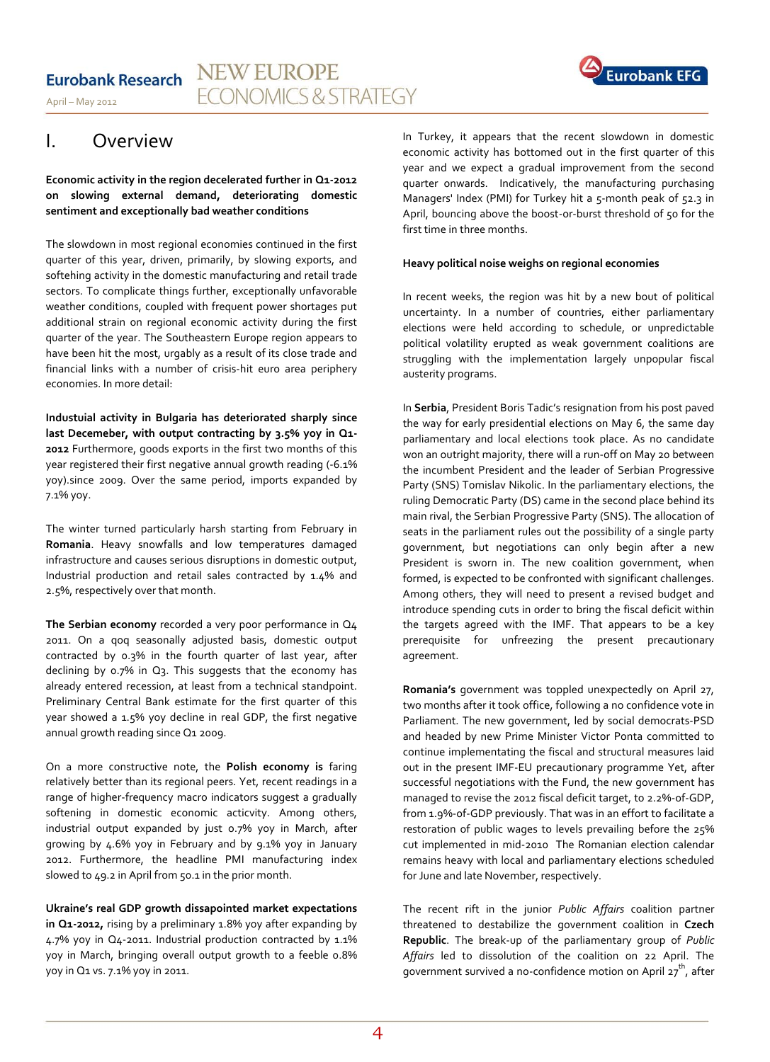# I. Overview

**Economic activity in the region decelerated further in Q1-2012 on slowing external demand, deteriorating domestic sentiment and exceptionally bad weather conditions**

The slowdown in most regional economies continued in the first quarter of this year, driven, primarily, by slowing exports, and softehing activity in the domestic manufacturing and retail trade sectors. To complicate things further, exceptionally unfavorable weather conditions, coupled with frequent power shortages put additional strain on regional economic activity during the first quarter of the year. The Southeastern Europe region appears to have been hit the most, urgably as a result of its close trade and financial links with a number of crisis-hit euro area periphery economies. In more detail:

**Industuial activity in Bulgaria has deteriorated sharply since last Decemeber, with output contracting by 3.5% yoy in Q1-2012** Furthermore, goods exports in the first two months of this year registered their first negative annual growth reading (-6.1% yoy).since 2009. Over the same period, imports expanded by 7.1% yoy.

The winter turned particularly harsh starting from February in **Romania**. Heavy snowfalls and low temperatures damaged infrastructure and causes serious disruptions in domestic output, Industrial production and retail sales contracted by 1.4% and 2.5%, respectively over that month.

**The Serbian economy** recorded a very poor performance in Q4 2011. On a qoq seasonally adjusted basis, domestic output contracted by 0.3% in the fourth quarter of last year, after declining by 0.7% in Q3. This suggests that the economy has already entered recession, at least from a technical standpoint. Preliminary Central Bank estimate for the first quarter of this year showed a 1.5% yoy decline in real GDP, the first negative annual growth reading since Q1 2009.

On a more constructive note, the **Polish economy is** faring relatively better than its regional peers. Yet, recent readings in a range of higher-frequency macro indicators suggest a gradually softening in domestic economic acticvity. Among others, industrial output expanded by just 0.7% yoy in March, after growing by 4.6% yoy in February and by 9.1% yoy in January 2012. Furthermore, the headline PMI manufacturing index slowed to 49.2 in April from 50.1 in the prior month.

**Ukraine's real GDP growth dissapointed market expectations in Q1-2012,** rising by a preliminary 1.8% yoy after expanding by 4.7% yoy in Q4-2011. Industrial production contracted by 1.1% yoy in March, bringing overall output growth to a feeble 0.8% yoy in Q1 vs. 7.1% yoy in 2011.

In Turkey, it appears that the recent slowdown in domestic economic activity has bottomed out in the first quarter of this year and we expect a gradual improvement from the second quarter onwards. Indicatively, the manufacturing purchasing Managers' Index (PMI) for Turkey hit a 5-month peak of 52.3 in April, bouncing above the boost-or-burst threshold of 50 for the first time in three months.

**Heavy political noise weighs on regional economies**

In recent weeks, the region was hit by a new bout of political uncertainty. In a number of countries, either parliamentary elections were held according to schedule, or unpredictable political volatility erupted as weak government coalitions are struggling with the implementation largely unpopular fiscal austerity programs.

In **Serbia**, President Boris Tadic's resignation from his post paved the way for early presidential elections on May 6, the same day parliamentary and local elections took place. As no candidate won an outright majority, there will a run-off on May 20 between the incumbent President and the leader of Serbian Progressive Party (SNS) Tomislav Nikolic. In the parliamentary elections, the ruling Democratic Party (DS) came in the second place behind its main rival, the Serbian Progressive Party (SNS). The allocation of seats in the parliament rules out the possibility of a single party government, but negotiations can only begin after a new President is sworn in. The new coalition government, when formed, is expected to be confronted with significant challenges. Among others, they will need to present a revised budget and introduce spending cuts in order to bring the fiscal deficit within the targets agreed with the IMF. That appears to be a key prerequisite for unfreezing the present precautionary agreement.

**Romania's** government was toppled unexpectedly on April 27, two months after it took office, following a no confidence vote in Parliament. The new government, led by social democrats-PSD and headed by new Prime Minister Victor Ponta committed to continue implementating the fiscal and structural measures laid out in the present IMF-EU precautionary programme Yet, after successful negotiations with the Fund, the new government has managed to revise the 2012 fiscal deficit target, to 2.2%-of-GDP, from 1.9%-of-GDP previously. That was in an effort to facilitate a restoration of public wages to levels prevailing before the 25% cut implemented in mid-2010 The Romanian election calendar remains heavy with local and parliamentary elections scheduled for June and late November, respectively.

The recent rift in the junior *Public Affairs* coalition partner threatened to destabilize the government coalition in **Czech Republic**. The break-up of the parliamentary group of *Public Affairs* led to dissolution of the coalition on 22 April. The government survived a no-confidence motion on April 27th, after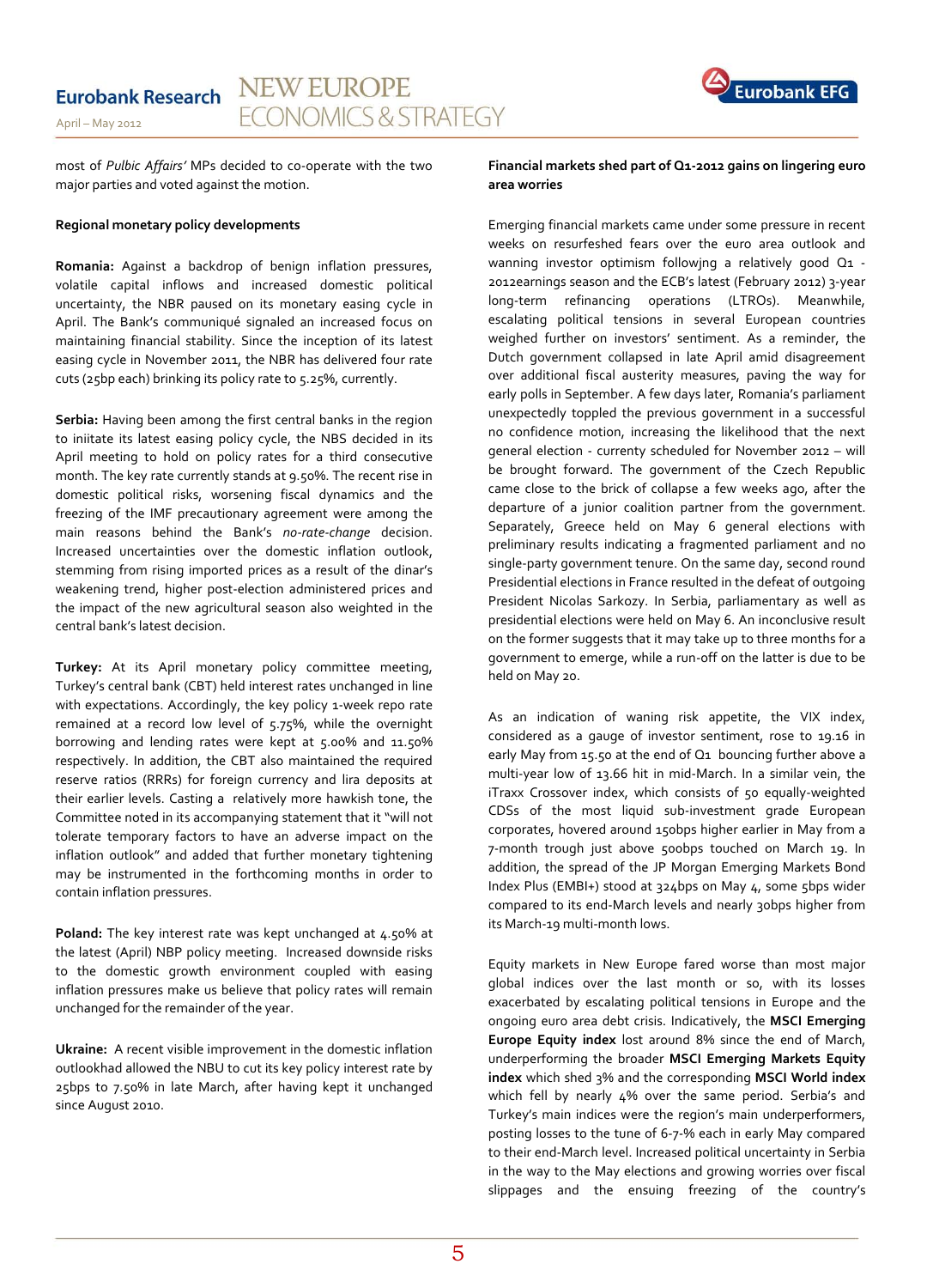most of *Pulbic Affairs'* MPs decided to co-operate with the two major parties and voted against the motion.

**Regional monetary policy developments**

**Romania:** Against a backdrop of benign inflation pressures, volatile capital inflows and increased domestic political uncertainty, the NBR paused on its monetary easing cycle in April. The Bank's communiqué signaled an increased focus on maintaining financial stability. Since the inception of its latest easing cycle in November 2011, the NBR has delivered four rate cuts (25bp each) brinking its policy rate to 5.25%, currently.

**Serbia:** Having been among the first central banks in the region to iniitate its latest easing policy cycle, the NBS decided in its April meeting to hold on policy rates for a third consecutive month. The key rate currently stands at 9.50%. The recent rise in domestic political risks, worsening fiscal dynamics and the freezing of the IMF precautionary agreement were among the main reasons behind the Bank's *no-rate-change* decision. Increased uncertainties over the domestic inflation outlook, stemming from rising imported prices as a result of the dinar's weakening trend, higher post-election administered prices and the impact of the new agricultural season also weighted in the central bank's latest decision.

**Turkey:** At its April monetary policy committee meeting, Turkey's central bank (CBT) held interest rates unchanged in line with expectations. Accordingly, the key policy 1-week repo rate remained at a record low level of 5.75%, while the overnight borrowing and lending rates were kept at 5.00% and 11.50% respectively. In addition, the CBT also maintained the required reserve ratios (RRRs) for foreign currency and lira deposits at their earlier levels. Casting a relatively more hawkish tone, the Committee noted in its accompanying statement that it "will not tolerate temporary factors to have an adverse impact on the inflation outlook" and added that further monetary tightening may be instrumented in the forthcoming months in order to contain inflation pressures.

**Poland:** The key interest rate was kept unchanged at 4.50% at the latest (April) NBP policy meeting. Increased downside risks to the domestic growth environment coupled with easing inflation pressures make us believe that policy rates will remain unchanged for the remainder of the year.

**Ukraine:** A recent visible improvement in the domestic inflation outlookhad allowed the NBU to cut its key policy interest rate by 25bps to 7.50% in late March, after having kept it unchanged since August 2010.

**Financial markets shed part of Q1-2012 gains on lingering euro area worries**

Emerging financial markets came under some pressure in recent weeks on resurfeshed fears over the euro area outlook and wanning investor optimism followjng a relatively good Q1 - 2012earnings season and the ECB's latest (February 2012) 3-year long-term refinancing operations (LTROs). Meanwhile, escalating political tensions in several European countries weighed further on investors' sentiment. As a reminder, the Dutch government collapsed in late April amid disagreement over additional fiscal austerity measures, paving the way for early polls in September. A few days later, Romania's parliament unexpectedly toppled the previous government in a successful no confidence motion, increasing the likelihood that the next general election - currently scheduled for November 2012 – will be brought forward. The government of the Czech Republic came close to the brick of collapse a few weeks ago, after the departure of a junior coalition partner from the government. Separately, Greece held on May 6 general elections with preliminary results indicating a fragmented parliament and no single-party government tenure. On the same day, second round Presidential elections in France resulted in the defeat of outgoing President Nicolas Sarkozy. In Serbia, parliamentary as well as presidential elections were held on May 6. An inconclusive result on the former suggests that it may take up to three months for a government to emerge, while a run-off on the latter is due to be held on May 20.

As an indication of waning risk appetite, the VIX index, considered as a gauge of investor sentiment, rose to 19.16 in early May from 15.50 at the end of Q1 bouncing further above a multi-year low of 13.66 hit in mid-March. In a similar vein, the iTraxx Crossover index, which consists of 50 equally-weighted CDSs of the most liquid sub-investment grade European corporates, hovered around 150bps higher earlier in May from a 7-month trough just above 500bps touched on March 19. In addition, the spread of the JP Morgan Emerging Markets Bond Index Plus (EMBI+) stood at 324bps on May 4, some 5bps wider compared to its end-March levels and nearly 30bps higher from its March-19 multi-month lows.

Equity markets in New Europe fared worse than most major global indices over the last month or so, with its losses exacerbated by escalating political tensions in Europe and the ongoing euro area debt crisis. Indicatively, the **MSCI Emerging Europe Equity index** lost around 8% since the end of March, underperforming the broader **MSCI Emerging Markets Equity index** which shed 3% and the corresponding **MSCI World index** which fell by nearly 4% over the same period. Serbia's and Turkey's main indices were the region's main underperformers, posting losses to the tune of 6-7-% each in early May compared to their end-March level. Increased political uncertainty in Serbia in the way to the May elections and growing worries over fiscal slippages and the ensuing freezing of the country's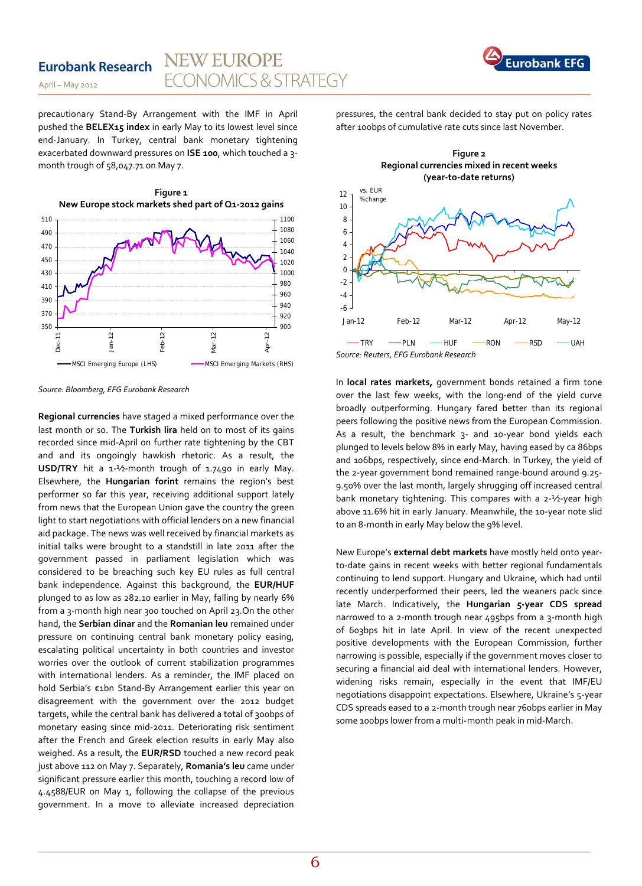precautionary Stand-By Arrangement with the IMF in April pushed the **BELEX15 index** in early May to its lowest level since end-January. In Turkey, central bank monetary tightening exacerbated downward pressures on **ISE 100**, which touched a 3-month trough of 58,047.71 on May 7.

**Figure 1**
**New Europe stock markets shed part of Q1-2012 gains**

Source: Bloomberg, EFG Eurobank Research

**Regional currencies** have staged a mixed performance over the last month or so. The **Turkish lira** held on to most of its gains recorded since mid-April on further rate tightening by the CBT and and its ongoingly hawkish rhetoric. As a result, the **USD/TRY** hit a 1-½-month trough of 1.7490 in early May. Elsewhere, the **Hungarian forint** remains the region's best performer so far this year, receiving additional support lately from news that the European Union gave the country the green light to start negotiations with official lenders on a new financial aid package. The news was well received by financial markets as initial talks were brought to a standstill in late 2011 after the government passed in parliament legislation which was considered to be breaching such key EU rules as full central bank independence. Against this background, the **EUR/HUF** plunged to as low as 282.10 earlier in May, falling by nearly 6% from a 3-month high near 300 touched on April 23.On the other hand, the **Serbian dinar** and the **Romanian leu** remained under pressure on continuing central bank monetary policy easing, escalating political uncertainty in both countries and investor worries over the outlook of current stabilization programmes with international lenders. As a reminder, the IMF placed on hold Serbia's €1bn Stand-By Arrangement earlier this year on disagreement with the government over the 2012 budget targets, while the central bank has delivered a total of 300bps of monetary easing since mid-2011. Deteriorating risk sentiment after the French and Greek election results in early May also weighed. As a result, the **EUR/RSD** touched a new record peak just above 112 on May 7. Separately, **Romania's leu** came under significant pressure earlier this month, touching a record low of 4.4588/EUR on May 1, following the collapse of the previous government. In a move to alleviate increased depreciation pressures, the central bank decided to stay put on policy rates after 100bps of cumulative rate cuts since last November.

**Figure 2**
**Regional currencies mixed in recent weeks (year-to-date returns)**

Source: Reuters, EFG Eurobank Research

In **local rates markets,** government bonds retained a firm tone over the last few weeks, with the long-end of the yield curve broadly outperforming. Hungary fared better than its regional peers following the positive news from the European Commission. As a result, the benchmark 3- and 10-year bond yields each plunged to levels below 8% in early May, having eased by ca 86bps and 106bps, respectively, since end-March. In Turkey, the yield of the 2-year government bond remained range-bound around 9.25-9.50% over the last month, largely shrugging off increased central bank monetary tightening. This compares with a 2-½-year high above 11.6% hit in early January. Meanwhile, the 10-year note slid to an 8-month in early May below the 9% level.

New Europe's **external debt markets** have mostly held onto year-to-date gains in recent weeks with better regional fundamentals continuing to lend support. Hungary and Ukraine, which had until recently underperformed their peers, led the weaners pack since late March. Indicatively, the **Hungarian 5-year CDS spread** narrowed to a 2-month trough near 495bps from a 3-month high of 603bps hit in late April. In view of the recent unexpected positive developments with the European Commission, further narrowing is possible, especially if the government moves closer to securing a financial aid deal with international lenders. However, widening risks remain, especially in the event that IMF/EU negotiations disappoint expectations. Elsewhere, Ukraine's 5-year CDS spreads eased to a 2-month trough near 760bps earlier in May some 100bps lower from a multi-month peak in mid-March.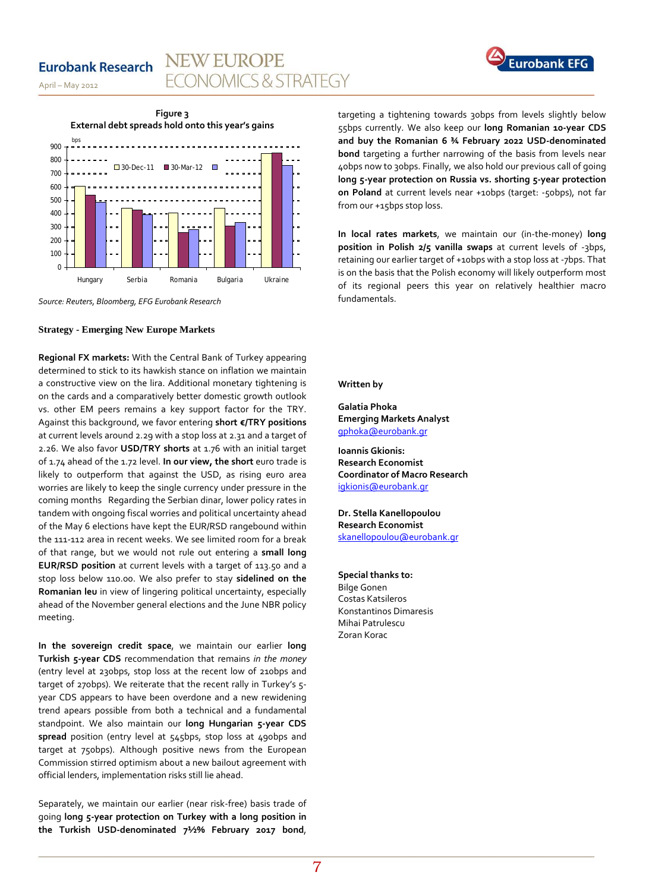**Figure 3**

**External debt spreads hold onto this year's gains**

Source: Reuters, Bloomberg, EFG Eurobank Research

**Strategy - Emerging New Europe Markets**

**Regional FX markets:** With the Central Bank of Turkey appearing determined to stick to its hawkish stance on inflation we maintain a constructive view on the lira. Additional monetary tightening is on the cards and a comparatively better domestic growth outlook vs. other EM peers remains a key support factor for the TRY. Against this background, we favor entering **short €/TRY positions** at current levels around 2.29 with a stop loss at 2.31 and a target of 2.26. We also favor **USD/TRY shorts** at 1.76 with an initial target of 1.74 ahead of the 1.72 level. **In our view, the short** euro trade is likely to outperform that against the USD, as rising euro area worries are likely to keep the single currency under pressure in the coming months  Regarding the Serbian dinar, lower policy rates in tandem with ongoing fiscal worries and political uncertainty ahead of the May 6 elections have kept the EUR/RSD rangebound within the 111-112 area in recent weeks. We see limited room for a break of that range, but we would not rule out entering a **small long EUR/RSD position** at current levels with a target of 113.50 and a stop loss below 110.00. We also prefer to stay **sidelined on the Romanian leu** in view of lingering political uncertainty, especially ahead of the November general elections and the June NBR policy meeting.

**In the sovereign credit space**, we maintain our earlier **long Turkish 5-year CDS** recommendation that remains *in the money* (entry level at 230bps, stop loss at the recent low of 210bps and target of 270bps). We reiterate that the recent rally in Turkey's 5-year CDS appears to have been overdone and a new rewidening trend apears possible from both a technical and a fundamental standpoint. We also maintain our **long Hungarian 5-year CDS spread** position (entry level at 545bps, stop loss at 490bps and target at 750bps). Although positive news from the European Commission stirred optimism about a new bailout agreement with official lenders, implementation risks still lie ahead.

Separately, we maintain our earlier (near risk-free) basis trade of going **long 5-year protection on Turkey with a long position in the Turkish USD-denominated 7½% February 2017 bond**, targeting a tightening towards 30bps from levels slightly below 55bps currently. We also keep our **long Romanian 10-year CDS and buy the Romanian 6 ¾ February 2022 USD-denominated bond** targeting a further narrowing of the basis from levels near 40bps now to 30bps. Finally, we also hold our previous call of going **long 5-year protection on Russia vs. shorting 5-year protection on Poland** at current levels near +10bps (target: -50bps), not far from our +15bps stop loss.

**In local rates markets**, we maintain our (in-the-money) **long position in Polish 2/5 vanilla swaps** at current levels of -3bps, retaining our earlier target of +10bps with a stop loss at -7bps. That is on the basis that the Polish economy will likely outperform most of its regional peers this year on relatively healthier macro fundamentals.

**Written by**

**Galatia Phoka**
**Emerging Markets Analyst**
gphoka@eurobank.gr

**Ioannis Gkionis:**
**Research Economist**
**Coordinator of Macro Research**
igkionis@eurobank.gr

**Dr. Stella Kanellopoulou**
**Research Economist**
skanellopoulou@eurobank.gr

**Special thanks to:**
Bilge Gonen
Costas Katsileros
Konstantinos Dimaresis
Mihai Patrulescu
Zoran Korac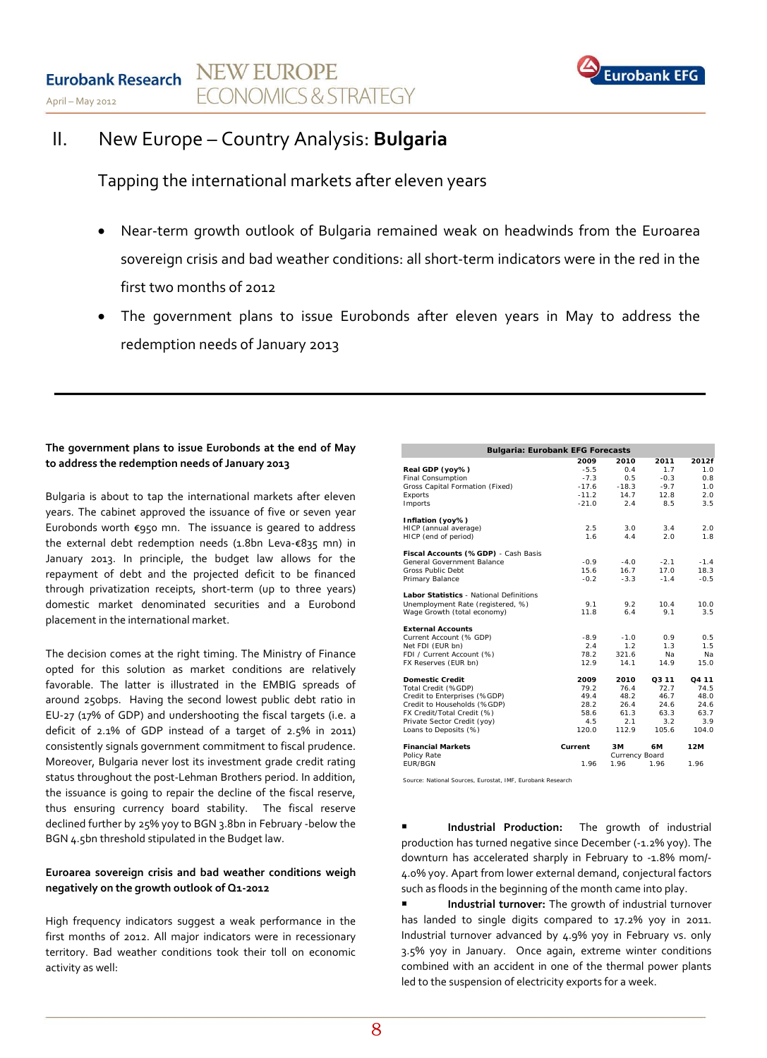## II. New Europe – Country Analysis: **Bulgaria**

### Tapping the international markets after eleven years

- Near-term growth outlook of Bulgaria remained weak on headwinds from the Euroarea sovereign crisis and bad weather conditions: all short-term indicators were in the red in the first two months of 2012
- The government plans to issue Eurobonds after eleven years in May to address the redemption needs of January 2013

---

**The government plans to issue Eurobonds at the end of May to address the redemption needs of January 2013**

Bulgaria is about to tap the international markets after eleven years. The cabinet approved the issuance of five or seven year Eurobonds worth €950 mn. The issuance is geared to address the external debt redemption needs (1.8bn Leva-€835 mn) in January 2013. In principle, the budget law allows for the repayment of debt and the projected deficit to be financed through privatization receipts, short-term (up to three years) domestic market denominated securities and a Eurobond placement in the international market.

The decision comes at the right timing. The Ministry of Finance opted for this solution as market conditions are relatively favorable. The latter is illustrated in the EMBIG spreads of around 250bps. Having the second lowest public debt ratio in EU-27 (17% of GDP) and undershooting the fiscal targets (i.e. a deficit of 2.1% of GDP instead of a target of 2.5% in 2011) consistently signals government commitment to fiscal prudence. Moreover, Bulgaria never lost its investment grade credit rating status throughout the post-Lehman Brothers period. In addition, the issuance is going to repair the decline of the fiscal reserve, thus ensuring currency board stability. The fiscal reserve declined further by 25% yoy to BGN 3.8bn in February -below the BGN 4.5bn threshold stipulated in the Budget law.

**Euroarea sovereign crisis and bad weather conditions weigh negatively on the growth outlook of Q1-2012**

High frequency indicators suggest a weak performance in the first months of 2012. All major indicators were in recessionary territory. Bad weather conditions took their toll on economic activity as well:

| Bulgaria: Eurobank EFG Forecasts | 2009 | 2010 | 2011 | 2012f |
|---|---|---|---|---|
| **Real GDP (yoy%)** | -5.5 | 0.4 | 1.7 | 1.0 |
| Final Consumption | -7.3 | 0.5 | -0.3 | 0.8 |
| Gross Capital Formation (Fixed) | -17.6 | -18.3 | -9.7 | 1.0 |
| Exports | -11.2 | 14.7 | 12.8 | 2.0 |
| Imports | -21.0 | 2.4 | 8.5 | 3.5 |
| **Inflation (yoy%)** | | | | |
| HICP (annual average) | 2.5 | 3.0 | 3.4 | 2.0 |
| HICP (end of period) | 1.6 | 4.4 | 2.0 | 1.8 |
| **Fiscal Accounts (% GDP)** - Cash Basis | | | | |
| General Government Balance | -0.9 | -4.0 | -2.1 | -1.4 |
| Gross Public Debt | 15.6 | 16.7 | 17.0 | 18.3 |
| Primary Balance | -0.2 | -3.3 | -1.4 | -0.5 |
| **Labor Statistics** - National Definitions | | | | |
| Unemployment Rate (registered, %) | 9.1 | 9.2 | 10.4 | 10.0 |
| Wage Growth (total economy) | 11.8 | 6.4 | 9.1 | 3.5 |
| **External Accounts** | | | | |
| Current Account (% GDP) | -8.9 | -1.0 | 0.9 | 0.5 |
| Net FDI (EUR bn) | 2.4 | 1.2 | 1.3 | 1.5 |
| FDI / Current Account (%) | 78.2 | 321.6 | Na | Na |
| FX Reserves (EUR bn) | 12.9 | 14.1 | 14.9 | 15.0 |
| **Domestic Credit** | **2009** | **2010** | **Q3 11** | **Q4 11** |
| Total Credit (%GDP) | 79.2 | 76.4 | 72.7 | 74.5 |
| Credit to Enterprises (%GDP) | 49.4 | 48.2 | 46.7 | 48.0 |
| Credit to Households (%GDP) | 28.2 | 26.4 | 24.6 | 24.6 |
| FX Credit/Total Credit (%) | 58.6 | 61.3 | 63.3 | 63.7 |
| Private Sector Credit (yoy) | 4.5 | 2.1 | 3.2 | 3.9 |
| Loans to Deposits (%) | 120.0 | 112.9 | 105.6 | 104.0 |
| **Financial Markets** | **Current** | **3M** | **6M** | **12M** |
| Policy Rate | | Currency Board | | |
| EUR/BGN | 1.96 | 1.96 | 1.96 | 1.96 |

Source: National Sources, Eurostat, IMF, Eurobank Research

- **Industrial Production:** The growth of industrial production has turned negative since December (-1.2% yoy). The downturn has accelerated sharply in February to -1.8% mom/-4.0% yoy. Apart from lower external demand, conjectural factors such as floods in the beginning of the month came into play.
- **Industrial turnover:** The growth of industrial turnover has landed to single digits compared to 17.2% yoy in 2011. Industrial turnover advanced by 4.9% yoy in February vs. only 3.5% yoy in January. Once again, extreme winter conditions combined with an accident in one of the thermal power plants led to the suspension of electricity exports for a week.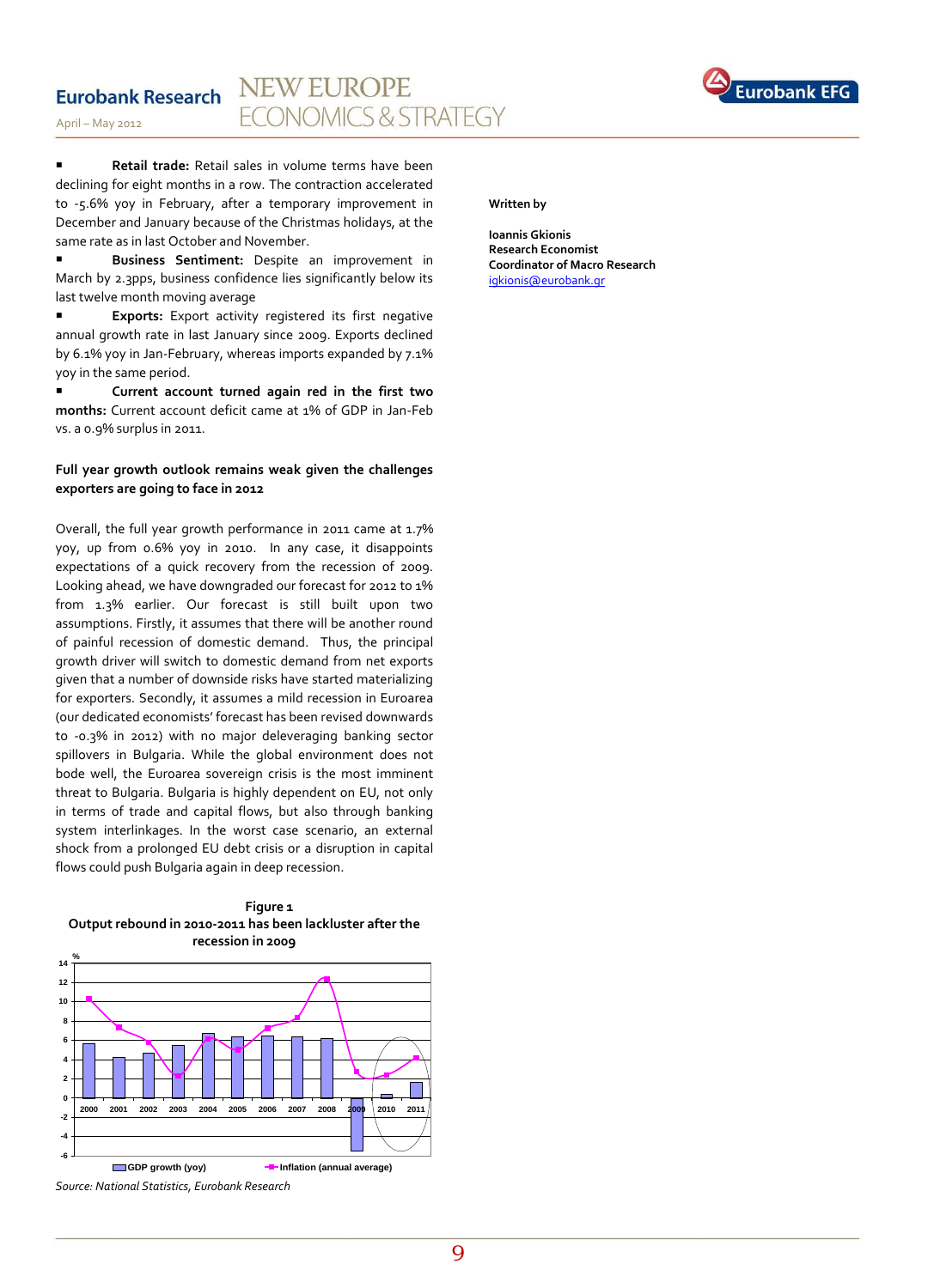- **Retail trade:** Retail sales in volume terms have been declining for eight months in a row. The contraction accelerated to -5.6% yoy in February, after a temporary improvement in December and January because of the Christmas holidays, at the same rate as in last October and November.
- **Business Sentiment:** Despite an improvement in March by 2.3pps, business confidence lies significantly below its last twelve month moving average
- **Exports:** Export activity registered its first negative annual growth rate in last January since 2009. Exports declined by 6.1% yoy in Jan-February, whereas imports expanded by 7.1% yoy in the same period.
- **Current account turned again red in the first two months:** Current account deficit came at 1% of GDP in Jan-Feb vs. a 0.9% surplus in 2011.

**Full year growth outlook remains weak given the challenges exporters are going to face in 2012**

Overall, the full year growth performance in 2011 came at 1.7% yoy, up from 0.6% yoy in 2010. In any case, it disappoints expectations of a quick recovery from the recession of 2009. Looking ahead, we have downgraded our forecast for 2012 to 1% from 1.3% earlier. Our forecast is still built upon two assumptions. Firstly, it assumes that there will be another round of painful recession of domestic demand. Thus, the principal growth driver will switch to domestic demand from net exports given that a number of downside risks have started materializing for exporters. Secondly, it assumes a mild recession in Euroarea (our dedicated economists' forecast has been revised downwards to -0.3% in 2012) with no major deleveraging banking sector spillovers in Bulgaria. While the global environment does not bode well, the Euroarea sovereign crisis is the most imminent threat to Bulgaria. Bulgaria is highly dependent on EU, not only in terms of trade and capital flows, but also through banking system interlinkages. In the worst case scenario, an external shock from a prolonged EU debt crisis or a disruption in capital flows could push Bulgaria again in deep recession.

**Figure 1**
**Output rebound in 2010-2011 has been lackluster after the recession in 2009**

*Source: National Statistics, Eurobank Research*

**Written by**

**Ioannis Gkionis**
**Research Economist**
**Coordinator of Macro Research**
igkionis@eurobank.gr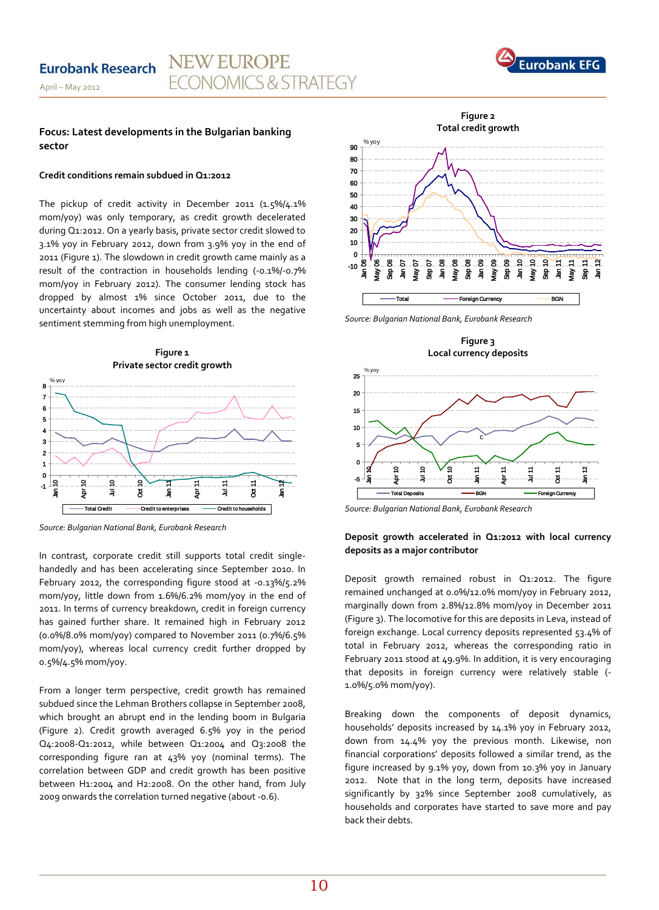## Focus: Latest developments in the Bulgarian banking sector

### Credit conditions remain subdued in Q1:2012

The pickup of credit activity in December 2011 (1.5%/4.1% mom/yoy) was only temporary, as credit growth decelerated during Q1:2012. On a yearly basis, private sector credit slowed to 3.1% yoy in February 2012, down from 3.9% yoy in the end of 2011 (Figure 1). The slowdown in credit growth came mainly as a result of the contraction in households lending (-0.1%/-0.7% mom/yoy in February 2012). The consumer lending stock has dropped by almost 1% since October 2011, due to the uncertainty about incomes and jobs as well as the negative sentiment stemming from high unemployment.

**Figure 1**
**Private sector credit growth**

Source: Bulgarian National Bank, Eurobank Research

In contrast, corporate credit still supports total credit single-handedly and has been accelerating since September 2010. In February 2012, the corresponding figure stood at -0.13%/5.2% mom/yoy, little down from 1.6%/6.2% mom/yoy in the end of 2011. In terms of currency breakdown, credit in foreign currency has gained further share. It remained high in February 2012 (0.0%/8.0% mom/yoy) compared to November 2011 (0.7%/6.5% mom/yoy), whereas local currency credit further dropped by 0.5%/4.5% mom/yoy.

From a longer term perspective, credit growth has remained subdued since the Lehman Brothers collapse in September 2008, which brought an abrupt end in the lending boom in Bulgaria (Figure 2). Credit growth averaged 6.5% yoy in the period Q4:2008-Q1:2012, while between Q1:2004 and Q3:2008 the corresponding figure ran at 43% yoy (nominal terms). The correlation between GDP and credit growth has been positive between H1:2004 and H2:2008. On the other hand, from July 2009 onwards the correlation turned negative (about -0.6).

**Figure 2**
**Total credit growth**

Source: Bulgarian National Bank, Eurobank Research

**Figure 3**
**Local currency deposits**

Source: Bulgarian National Bank, Eurobank Research

### Deposit growth accelerated in Q1:2012 with local currency deposits as a major contributor

Deposit growth remained robust in Q1:2012. The figure remained unchanged at 0.0%/12.0% mom/yoy in February 2012, marginally down from 2.8%/12.8% mom/yoy in December 2011 (Figure 3). The locomotive for this are deposits in Leva, instead of foreign exchange. Local currency deposits represented 53.4% of total in February 2012, whereas the corresponding ratio in February 2011 stood at 49.9%. In addition, it is very encouraging that deposits in foreign currency were relatively stable (-1.0%/5.0% mom/yoy).

Breaking down the components of deposit dynamics, households' deposits increased by 14.1% yoy in February 2012, down from 14.4% yoy the previous month. Likewise, non financial corporations' deposits followed a similar trend, as the figure increased by 9.1% yoy, down from 10.3% yoy in January 2012. Note that in the long term, deposits have increased significantly by 32% since September 2008 cumulatively, as households and corporates have started to save more and pay back their debts.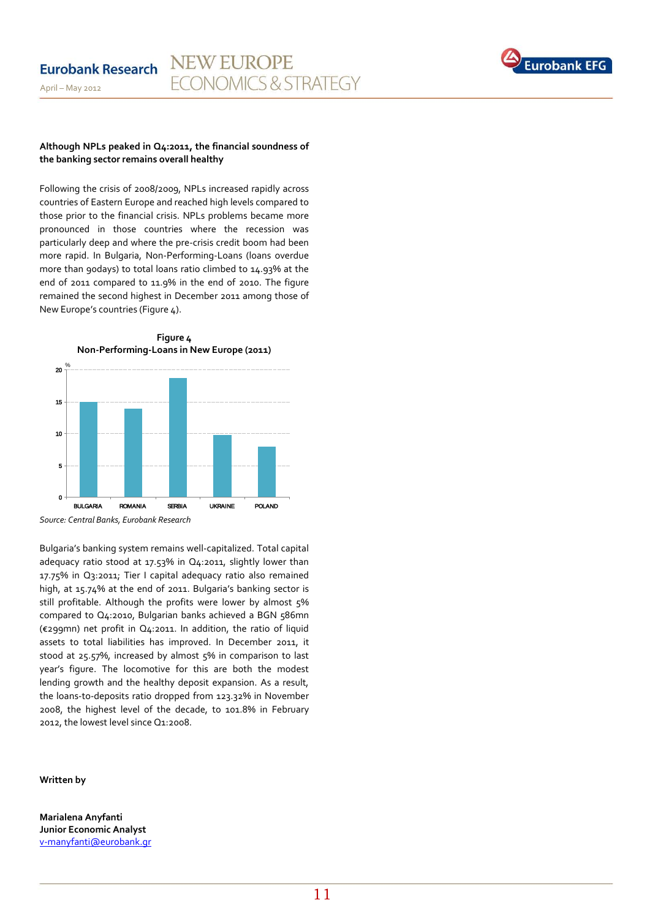**Although NPLs peaked in Q4:2011, the financial soundness of the banking sector remains overall healthy**

Following the crisis of 2008/2009, NPLs increased rapidly across countries of Eastern Europe and reached high levels compared to those prior to the financial crisis. NPLs problems became more pronounced in those countries where the recession was particularly deep and where the pre-crisis credit boom had been more rapid. In Bulgaria, Non-Performing-Loans (loans overdue more than 90days) to total loans ratio climbed to 14.93% at the end of 2011 compared to 11.9% in the end of 2010. The figure remained the second highest in December 2011 among those of New Europe's countries (Figure 4).

**Figure 4**
**Non-Performing-Loans in New Europe (2011)**

*Source: Central Banks, Eurobank Research*

Bulgaria's banking system remains well-capitalized. Total capital adequacy ratio stood at 17.53% in Q4:2011, slightly lower than 17.75% in Q3:2011; Tier I capital adequacy ratio also remained high, at 15.74% at the end of 2011. Bulgaria's banking sector is still profitable. Although the profits were lower by almost 5% compared to Q4:2010, Bulgarian banks achieved a BGN 586mn (€299mn) net profit in Q4:2011. In addition, the ratio of liquid assets to total liabilities has improved. In December 2011, it stood at 25.57%, increased by almost 5% in comparison to last year's figure. The locomotive for this are both the modest lending growth and the healthy deposit expansion. As a result, the loans-to-deposits ratio dropped from 123.32% in November 2008, the highest level of the decade, to 101.8% in February 2012, the lowest level since Q1:2008.

**Written by**

**Marialena Anyfanti**
**Junior Economic Analyst**
v-manyfanti@eurobank.gr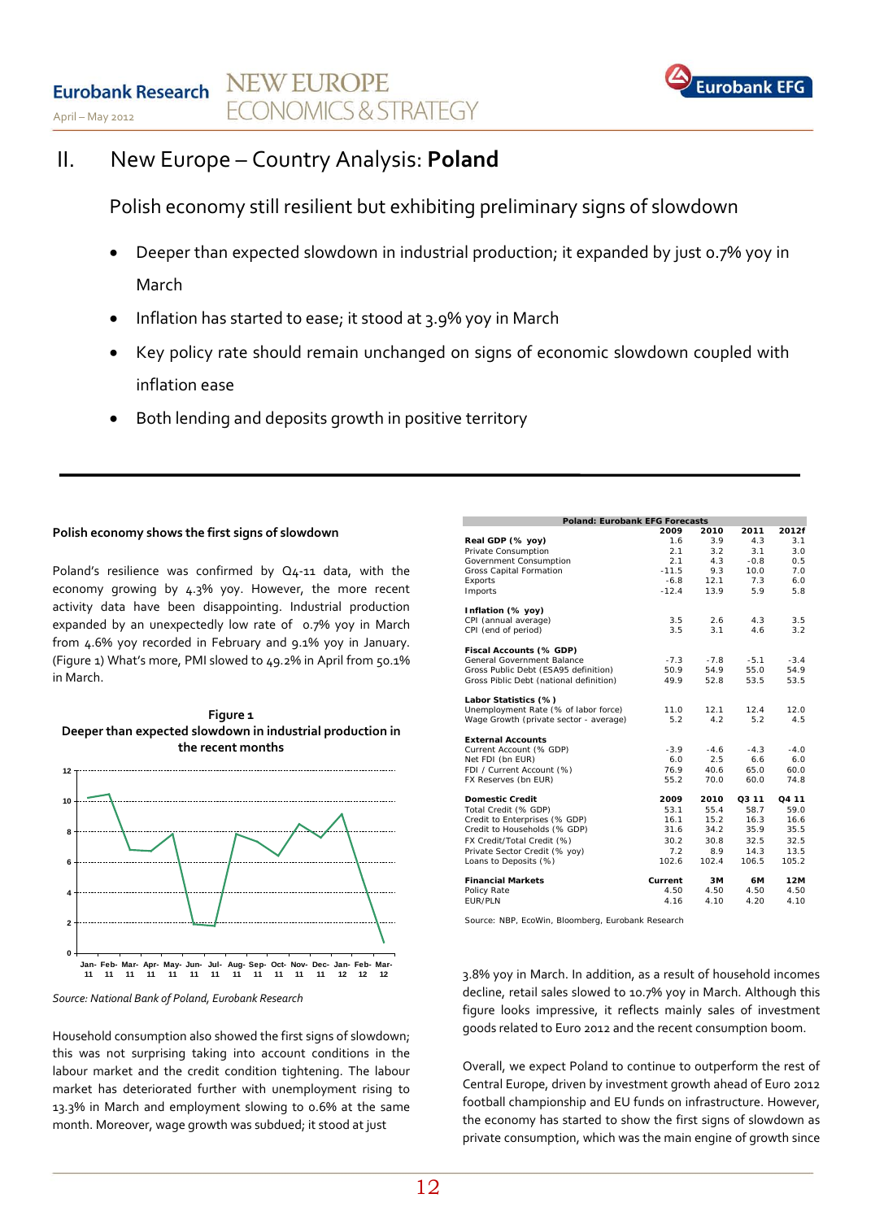# II. New Europe – Country Analysis: **Poland**

## Polish economy still resilient but exhibiting preliminary signs of slowdown

- Deeper than expected slowdown in industrial production; it expanded by just 0.7% yoy in March
- Inflation has started to ease; it stood at 3.9% yoy in March
- Key policy rate should remain unchanged on signs of economic slowdown coupled with inflation ease
- Both lending and deposits growth in positive territory

### Polish economy shows the first signs of slowdown

Poland's resilience was confirmed by Q4-11 data, with the economy growing by 4.3% yoy. However, the more recent activity data have been disappointing. Industrial production expanded by an unexpectedly low rate of 0.7% yoy in March from 4.6% yoy recorded in February and 9.1% yoy in January. (Figure 1) What's more, PMI slowed to 49.2% in April from 50.1% in March.

**Figure 1**
**Deeper than expected slowdown in industrial production in the recent months**

*Source: National Bank of Poland, Eurobank Research*

Household consumption also showed the first signs of slowdown; this was not surprising taking into account conditions in the labour market and the credit condition tightening. The labour market has deteriorated further with unemployment rising to 13.3% in March and employment slowing to 0.6% at the same month. Moreover, wage growth was subdued; it stood at just 3.8% yoy in March. In addition, as a result of household incomes decline, retail sales slowed to 10.7% yoy in March. Although this figure looks impressive, it reflects mainly sales of investment goods related to Euro 2012 and the recent consumption boom.

Overall, we expect Poland to continue to outperform the rest of Central Europe, driven by investment growth ahead of Euro 2012 football championship and EU funds on infrastructure. However, the economy has started to show the first signs of slowdown as private consumption, which was the main engine of growth since

| Poland: Eurobank EFG Forecasts | | | | |
|---|---|---|---|---|
| | 2009 | 2010 | 2011 | 2012f |
| **Real GDP (% yoy)** | 1.6 | 3.9 | 4.3 | 3.1 |
| Private Consumption | 2.1 | 3.2 | 3.1 | 3.0 |
| Government Consumption | 2.1 | 4.3 | -0.8 | 0.5 |
| Gross Capital Formation | -11.5 | 9.3 | 10.0 | 7.0 |
| Exports | -6.8 | 12.1 | 7.3 | 6.0 |
| Imports | -12.4 | 13.9 | 5.9 | 5.8 |
| **Inflation (% yoy)** | | | | |
| CPI (annual average) | 3.5 | 2.6 | 4.3 | 3.5 |
| CPI (end of period) | 3.5 | 3.1 | 4.6 | 3.2 |
| **Fiscal Accounts (% GDP)** | | | | |
| General Government Balance | -7.3 | -7.8 | -5.1 | -3.4 |
| Gross Public Debt (ESA95 definition) | 50.9 | 54.9 | 55.0 | 54.9 |
| Gross Piblic Debt (national definition) | 49.9 | 52.8 | 53.5 | 53.5 |
| **Labor Statistics (%)** | | | | |
| Unemployment Rate (% of labor force) | 11.0 | 12.1 | 12.4 | 12.0 |
| Wage Growth (private sector - average) | 5.2 | 4.2 | 5.2 | 4.5 |
| **External Accounts** | | | | |
| Current Account (% GDP) | -3.9 | -4.6 | -4.3 | -4.0 |
| Net FDI (bn EUR) | 6.0 | 2.5 | 6.6 | 6.0 |
| FDI / Current Account (%) | 76.9 | 40.6 | 65.0 | 60.0 |
| FX Reserves (bn EUR) | 55.2 | 70.0 | 60.0 | 74.8 |
| **Domestic Credit** | **2009** | **2010** | **Q3 11** | **Q4 11** |
| Total Credit (% GDP) | 53.1 | 55.4 | 58.7 | 59.0 |
| Credit to Enterprises (% GDP) | 16.1 | 15.2 | 16.3 | 16.6 |
| Credit to Households (% GDP) | 31.6 | 34.2 | 35.9 | 35.5 |
| FX Credit/Total Credit (%) | 30.2 | 30.8 | 32.5 | 32.5 |
| Private Sector Credit (% yoy) | 7.2 | 8.9 | 14.3 | 13.5 |
| Loans to Deposits (%) | 102.6 | 102.4 | 106.5 | 105.2 |
| **Financial Markets** | **Current** | **3M** | **6M** | **12M** |
| Policy Rate | 4.50 | 4.50 | 4.50 | 4.50 |
| EUR/PLN | 4.16 | 4.10 | 4.20 | 4.10 |

Source: NBP, EcoWin, Bloomberg, Eurobank Research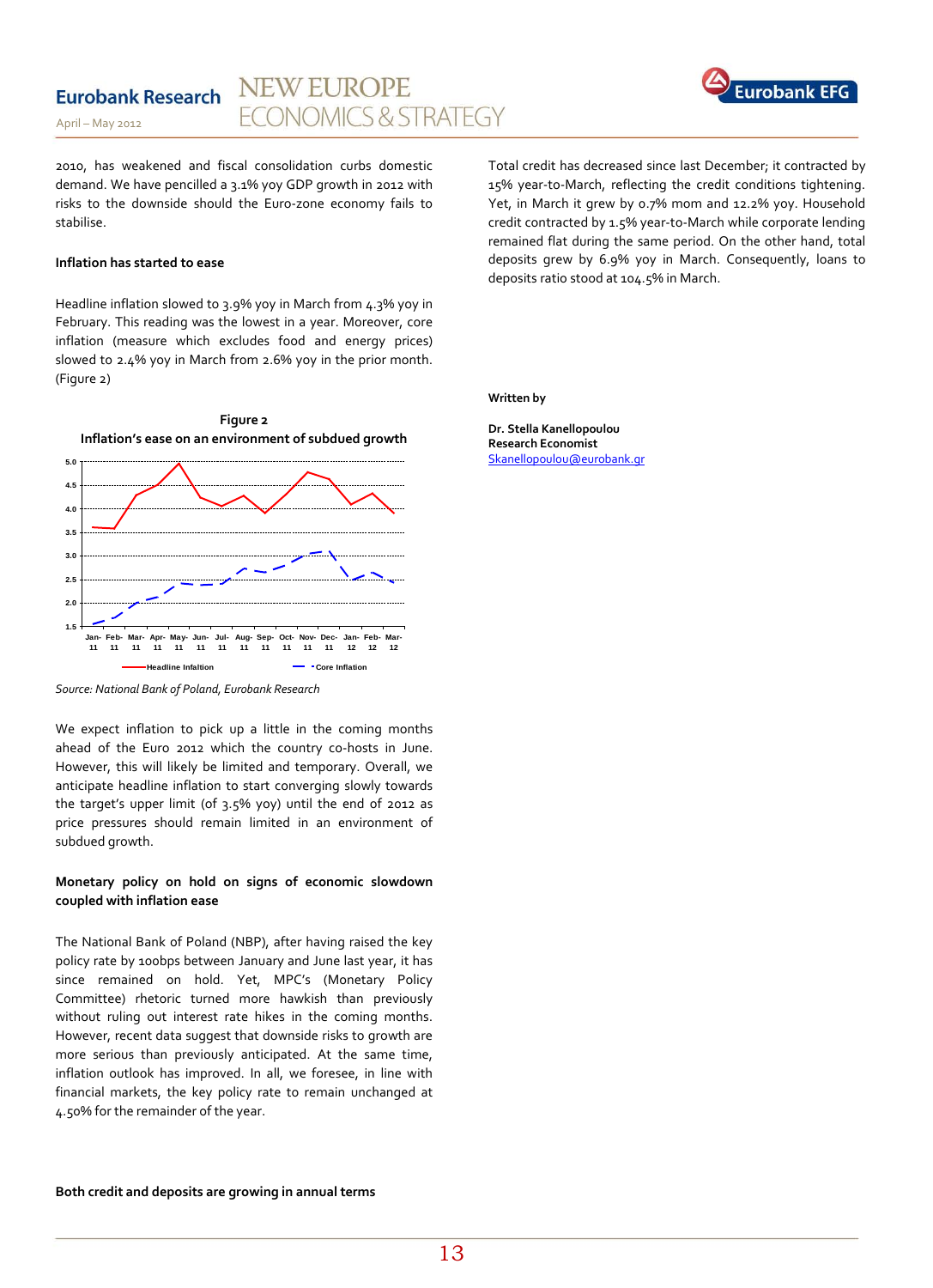2010, has weakened and fiscal consolidation curbs domestic demand. We have pencilled a 3.1% yoy GDP growth in 2012 with risks to the downside should the Euro-zone economy fails to stabilise.

**Inflation has started to ease**

Headline inflation slowed to 3.9% yoy in March from 4.3% yoy in February. This reading was the lowest in a year. Moreover, core inflation (measure which excludes food and energy prices) slowed to 2.4% yoy in March from 2.6% yoy in the prior month. (Figure 2)

**Figure 2**
**Inflation's ease on an environment of subdued growth**

*Source: National Bank of Poland, Eurobank Research*

We expect inflation to pick up a little in the coming months ahead of the Euro 2012 which the country co-hosts in June. However, this will likely be limited and temporary. Overall, we anticipate headline inflation to start converging slowly towards the target's upper limit (of 3.5% yoy) until the end of 2012 as price pressures should remain limited in an environment of subdued growth.

**Monetary policy on hold on signs of economic slowdown coupled with inflation ease**

The National Bank of Poland (NBP), after having raised the key policy rate by 100bps between January and June last year, it has since remained on hold. Yet, MPC's (Monetary Policy Committee) rhetoric turned more hawkish than previously without ruling out interest rate hikes in the coming months. However, recent data suggest that downside risks to growth are more serious than previously anticipated. At the same time, inflation outlook has improved. In all, we foresee, in line with financial markets, the key policy rate to remain unchanged at 4.50% for the remainder of the year.

**Both credit and deposits are growing in annual terms**

Total credit has decreased since last December; it contracted by 15% year-to-March, reflecting the credit conditions tightening. Yet, in March it grew by 0.7% mom and 12.2% yoy. Household credit contracted by 1.5% year-to-March while corporate lending remained flat during the same period. On the other hand, total deposits grew by 6.9% yoy in March. Consequently, loans to deposits ratio stood at 104.5% in March.

**Written by**

**Dr. Stella Kanellopoulou**
**Research Economist**
Skanellopoulou@eurobank.gr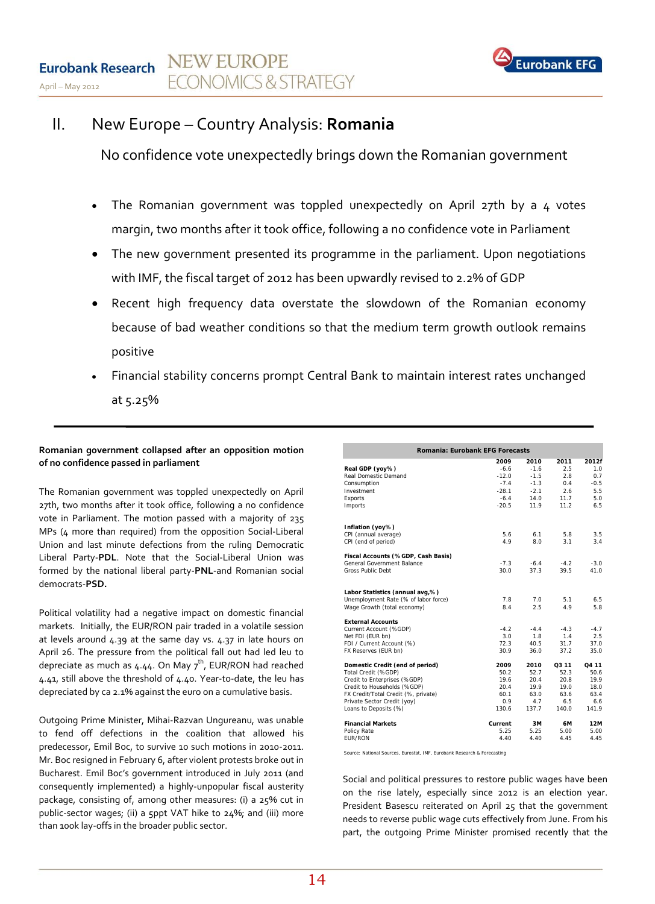## II. New Europe – Country Analysis: **Romania**

### No confidence vote unexpectedly brings down the Romanian government

- The Romanian government was toppled unexpectedly on April 27th by a 4 votes margin, two months after it took office, following a no confidence vote in Parliament
- The new government presented its programme in the parliament. Upon negotiations with IMF, the fiscal target of 2012 has been upwardly revised to 2.2% of GDP
- Recent high frequency data overstate the slowdown of the Romanian economy because of bad weather conditions so that the medium term growth outlook remains positive
- Financial stability concerns prompt Central Bank to maintain interest rates unchanged at 5.25%

---

**Romanian government collapsed after an opposition motion of no confidence passed in parliament**

The Romanian government was toppled unexpectedly on April 27th, two months after it took office, following a no confidence vote in Parliament. The motion passed with a majority of 235 MPs (4 more than required) from the opposition Social-Liberal Union and last minute defections from the ruling Democratic Liberal Party-**PDL**. Note that the Social-Liberal Union was formed by the national liberal party-**PNL**-and Romanian social democrats-**PSD.**

Political volatility had a negative impact on domestic financial markets. Initially, the EUR/RON pair traded in a volatile session at levels around 4.39 at the same day vs. 4.37 in late hours on April 26. The pressure from the political fall out had led leu to depreciate as much as 4.44. On May 7th, EUR/RON had reached 4.41, still above the threshold of 4.40. Year-to-date, the leu has depreciated by ca 2.1% against the euro on a cumulative basis.

Outgoing Prime Minister, Mihai-Razvan Ungureanu, was unable to fend off defections in the coalition that allowed his predecessor, Emil Boc, to survive 10 such motions in 2010-2011. Mr. Boc resigned in February 6, after violent protests broke out in Bucharest. Emil Boc's government introduced in July 2011 (and consequently implemented) a highly-unpopular fiscal austerity package, consisting of, among other measures: (i) a 25% cut in public-sector wages; (ii) a 5ppt VAT hike to 24%; and (iii) more than 100k lay-offs in the broader public sector.

**Romania: Eurobank EFG Forecasts**

| | 2009 | 2010 | 2011 | 2012f |
|---|---|---|---|---|
| **Real GDP (yoy%)** | -6.6 | -1.6 | 2.5 | 1.0 |
| Real Domestic Demand | -12.0 | -1.5 | 2.8 | 0.7 |
| Consumption | -7.4 | -1.3 | 0.4 | -0.5 |
| Investment | -28.1 | -2.1 | 2.6 | 5.5 |
| Exports | -6.4 | 14.0 | 11.7 | 5.0 |
| Imports | -20.5 | 11.9 | 11.2 | 6.5 |
| **Inflation (yoy%)** | | | | |
| CPI (annual average) | 5.6 | 6.1 | 5.8 | 3.5 |
| CPI (end of period) | 4.9 | 8.0 | 3.1 | 3.4 |
| **Fiscal Accounts (% GDP, Cash Basis)** | | | | |
| General Government Balance | -7.3 | -6.4 | -4.2 | -3.0 |
| Gross Public Debt | 30.0 | 37.3 | 39.5 | 41.0 |
| **Labor Statistics (annual avg,%)** | | | | |
| Unemployment Rate (% of labor force) | 7.8 | 7.0 | 5.1 | 6.5 |
| Wage Growth (total economy) | 8.4 | 2.5 | 4.9 | 5.8 |
| **External Accounts** | | | | |
| Current Account (%GDP) | -4.2 | -4.4 | -4.3 | -4.7 |
| Net FDI (EUR bn) | 3.0 | 1.8 | 1.4 | 2.5 |
| FDI / Current Account (%) | 72.3 | 40.5 | 31.7 | 37.0 |
| FX Reserves (EUR bn) | 30.9 | 36.0 | 37.2 | 35.0 |
| **Domestic Credit (end of period)** | **2009** | **2010** | **Q3 11** | **Q4 11** |
| Total Credit (%GDP) | 50.2 | 52.7 | 52.3 | 50.6 |
| Credit to Enterprises (%GDP) | 19.6 | 20.4 | 20.8 | 19.9 |
| Credit to Households (%GDP) | 20.4 | 19.9 | 19.0 | 18.0 |
| FX Credit/Total Credit (%, private) | 60.1 | 63.0 | 63.6 | 63.4 |
| Private Sector Credit (yoy) | 0.9 | 4.7 | 6.5 | 6.6 |
| Loans to Deposits (%) | 130.6 | 137.7 | 140.0 | 141.9 |
| **Financial Markets** | **Current** | **3M** | **6M** | **12M** |
| Policy Rate | 5.25 | 5.25 | 5.00 | 5.00 |
| EUR/RON | 4.40 | 4.40 | 4.45 | 4.45 |

Source: National Sources, Eurostat, IMF, Eurobank Research & Forecasting

Social and political pressures to restore public wages have been on the rise lately, especially since 2012 is an election year. President Basescu reiterated on April 25 that the government needs to reverse public wage cuts effectively from June. From his part, the outgoing Prime Minister promised recently that the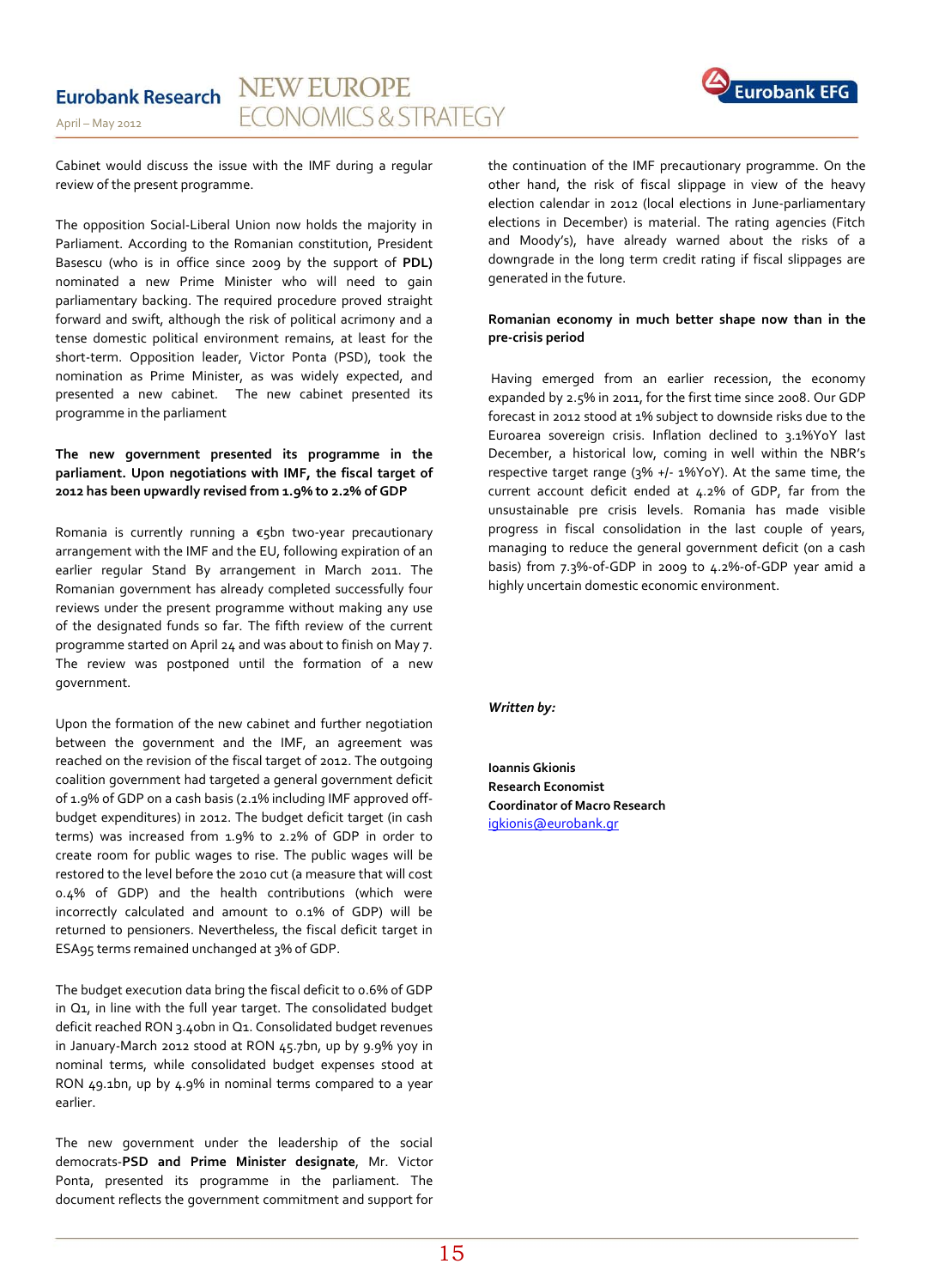Cabinet would discuss the issue with the IMF during a regular review of the present programme.

The opposition Social-Liberal Union now holds the majority in Parliament. According to the Romanian constitution, President Basescu (who is in office since 2009 by the support of **PDL)** nominated a new Prime Minister who will need to gain parliamentary backing. The required procedure proved straight forward and swift, although the risk of political acrimony and a tense domestic political environment remains, at least for the short-term. Opposition leader, Victor Ponta (PSD), took the nomination as Prime Minister, as was widely expected, and presented a new cabinet. The new cabinet presented its programme in the parliament

**The new government presented its programme in the parliament. Upon negotiations with IMF, the fiscal target of 2012 has been upwardly revised from 1.9% to 2.2% of GDP**

Romania is currently running a €5bn two-year precautionary arrangement with the IMF and the EU, following expiration of an earlier regular Stand By arrangement in March 2011. The Romanian government has already completed successfully four reviews under the present programme without making any use of the designated funds so far. The fifth review of the current programme started on April 24 and was about to finish on May 7. The review was postponed until the formation of a new government.

Upon the formation of the new cabinet and further negotiation between the government and the IMF, an agreement was reached on the revision of the fiscal target of 2012. The outgoing coalition government had targeted a general government deficit of 1.9% of GDP on a cash basis (2.1% including IMF approved off-budget expenditures) in 2012. The budget deficit target (in cash terms) was increased from 1.9% to 2.2% of GDP in order to create room for public wages to rise. The public wages will be restored to the level before the 2010 cut (a measure that will cost 0.4% of GDP) and the health contributions (which were incorrectly calculated and amount to 0.1% of GDP) will be returned to pensioners. Nevertheless, the fiscal deficit target in ESA95 terms remained unchanged at 3% of GDP.

The budget execution data bring the fiscal deficit to 0.6% of GDP in Q1, in line with the full year target. The consolidated budget deficit reached RON 3.40bn in Q1. Consolidated budget revenues in January-March 2012 stood at RON 45.7bn, up by 9.9% yoy in nominal terms, while consolidated budget expenses stood at RON 49.1bn, up by 4.9% in nominal terms compared to a year earlier.

The new government under the leadership of the social democrats-**PSD and Prime Minister designate**, Mr. Victor Ponta, presented its programme in the parliament. The document reflects the government commitment and support for the continuation of the IMF precautionary programme. On the other hand, the risk of fiscal slippage in view of the heavy election calendar in 2012 (local elections in June-parliamentary elections in December) is material. The rating agencies (Fitch and Moody's), have already warned about the risks of a downgrade in the long term credit rating if fiscal slippages are generated in the future.

**Romanian economy in much better shape now than in the pre-crisis period**

Having emerged from an earlier recession, the economy expanded by 2.5% in 2011, for the first time since 2008. Our GDP forecast in 2012 stood at 1% subject to downside risks due to the Euroarea sovereign crisis. Inflation declined to 3.1%YoY last December, a historical low, coming in well within the NBR's respective target range (3% +/- 1%YoY). At the same time, the current account deficit ended at 4.2% of GDP, far from the unsustainable pre crisis levels. Romania has made visible progress in fiscal consolidation in the last couple of years, managing to reduce the general government deficit (on a cash basis) from 7.3%-of-GDP in 2009 to 4.2%-of-GDP year amid a highly uncertain domestic economic environment.

***Written by:***

**Ioannis Gkionis**
**Research Economist**
**Coordinator of Macro Research**
igkionis@eurobank.gr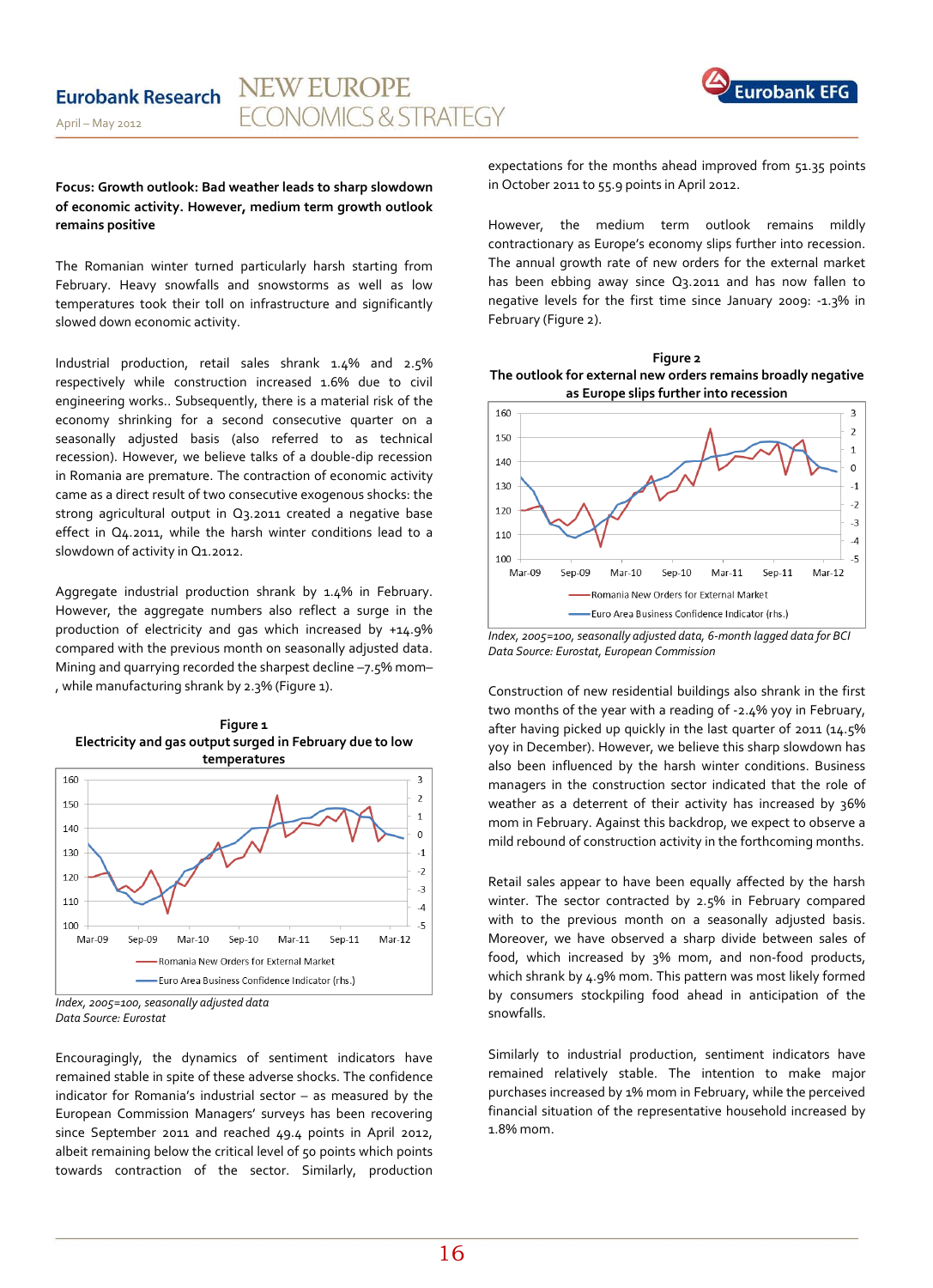**Focus: Growth outlook: Bad weather leads to sharp slowdown of economic activity. However, medium term growth outlook remains positive**

The Romanian winter turned particularly harsh starting from February. Heavy snowfalls and snowstorms as well as low temperatures took their toll on infrastructure and significantly slowed down economic activity.

Industrial production, retail sales shrank 1.4% and 2.5% respectively while construction increased 1.6% due to civil engineering works.. Subsequently, there is a material risk of the economy shrinking for a second consecutive quarter on a seasonally adjusted basis (also referred to as technical recession). However, we believe talks of a double-dip recession in Romania are premature. The contraction of economic activity came as a direct result of two consecutive exogenous shocks: the strong agricultural output in Q3.2011 created a negative base effect in Q4.2011, while the harsh winter conditions lead to a slowdown of activity in Q1.2012.

Aggregate industrial production shrank by 1.4% in February. However, the aggregate numbers also reflect a surge in the production of electricity and gas which increased by +14.9% compared with the previous month on seasonally adjusted data. Mining and quarrying recorded the sharpest decline –7.5% mom–, while manufacturing shrank by 2.3% (Figure 1).

**Figure 1**
**Electricity and gas output surged in February due to low temperatures**

*Index, 2005=100, seasonally adjusted data*
*Data Source: Eurostat*

Encouragingly, the dynamics of sentiment indicators have remained stable in spite of these adverse shocks. The confidence indicator for Romania's industrial sector – as measured by the European Commission Managers' surveys has been recovering since September 2011 and reached 49.4 points in April 2012, albeit remaining below the critical level of 50 points which points towards contraction of the sector. Similarly, production expectations for the months ahead improved from 51.35 points in October 2011 to 55.9 points in April 2012.

However, the medium term outlook remains mildly contractionary as Europe's economy slips further into recession. The annual growth rate of new orders for the external market has been ebbing away since Q3.2011 and has now fallen to negative levels for the first time since January 2009: -1.3% in February (Figure 2).

**Figure 2**
**The outlook for external new orders remains broadly negative as Europe slips further into recession**

*Index, 2005=100, seasonally adjusted data, 6-month lagged data for BCI*
*Data Source: Eurostat, European Commission*

Construction of new residential buildings also shrank in the first two months of the year with a reading of -2.4% yoy in February, after having picked up quickly in the last quarter of 2011 (14.5% yoy in December). However, we believe this sharp slowdown has also been influenced by the harsh winter conditions. Business managers in the construction sector indicated that the role of weather as a deterrent of their activity has increased by 36% mom in February. Against this backdrop, we expect to observe a mild rebound of construction activity in the forthcoming months.

Retail sales appear to have been equally affected by the harsh winter. The sector contracted by 2.5% in February compared with to the previous month on a seasonally adjusted basis. Moreover, we have observed a sharp divide between sales of food, which increased by 3% mom, and non-food products, which shrank by 4.9% mom. This pattern was most likely formed by consumers stockpiling food ahead in anticipation of the snowfalls.

Similarly to industrial production, sentiment indicators have remained relatively stable. The intention to make major purchases increased by 1% mom in February, while the perceived financial situation of the representative household increased by 1.8% mom.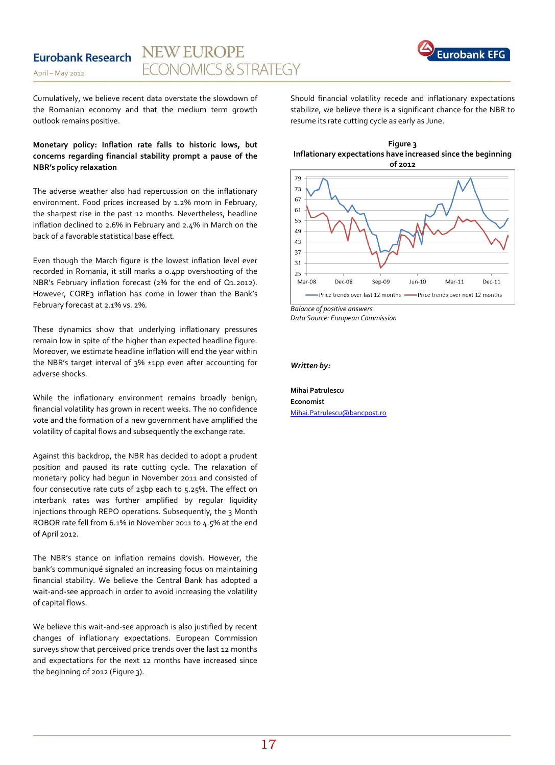Cumulatively, we believe recent data overstate the slowdown of the Romanian economy and that the medium term growth outlook remains positive.

**Monetary policy: Inflation rate falls to historic lows, but concerns regarding financial stability prompt a pause of the NBR's policy relaxation**

The adverse weather also had repercussion on the inflationary environment. Food prices increased by 1.2% mom in February, the sharpest rise in the past 12 months. Nevertheless, headline inflation declined to 2.6% in February and 2.4% in March on the back of a favorable statistical base effect.

Even though the March figure is the lowest inflation level ever recorded in Romania, it still marks a 0.4pp overshooting of the NBR's February inflation forecast (2% for the end of Q1.2012). However, CORE3 inflation has come in lower than the Bank's February forecast at 2.1% vs. 2%.

These dynamics show that underlying inflationary pressures remain low in spite of the higher than expected headline figure. Moreover, we estimate headline inflation will end the year within the NBR's target interval of 3% ±1pp even after accounting for adverse shocks.

While the inflationary environment remains broadly benign, financial volatility has grown in recent weeks. The no confidence vote and the formation of a new government have amplified the volatility of capital flows and subsequently the exchange rate.

Against this backdrop, the NBR has decided to adopt a prudent position and paused its rate cutting cycle. The relaxation of monetary policy had begun in November 2011 and consisted of four consecutive rate cuts of 25bp each to 5.25%. The effect on interbank rates was further amplified by regular liquidity injections through REPO operations. Subsequently, the 3 Month ROBOR rate fell from 6.1% in November 2011 to 4.5% at the end of April 2012.

The NBR's stance on inflation remains dovish. However, the bank's communiqué signaled an increasing focus on maintaining financial stability. We believe the Central Bank has adopted a wait-and-see approach in order to avoid increasing the volatility of capital flows.

We believe this wait-and-see approach is also justified by recent changes of inflationary expectations. European Commission surveys show that perceived price trends over the last 12 months and expectations for the next 12 months have increased since the beginning of 2012 (Figure 3).

Should financial volatility recede and inflationary expectations stabilize, we believe there is a significant chance for the NBR to resume its rate cutting cycle as early as June.

**Figure 3**
**Inflationary expectations have increased since the beginning of 2012**

*Balance of positive answers*
*Data Source: European Commission*

***Written by:***

**Mihai Patrulescu**
**Economist**
Mihai.Patrulescu@bancpost.ro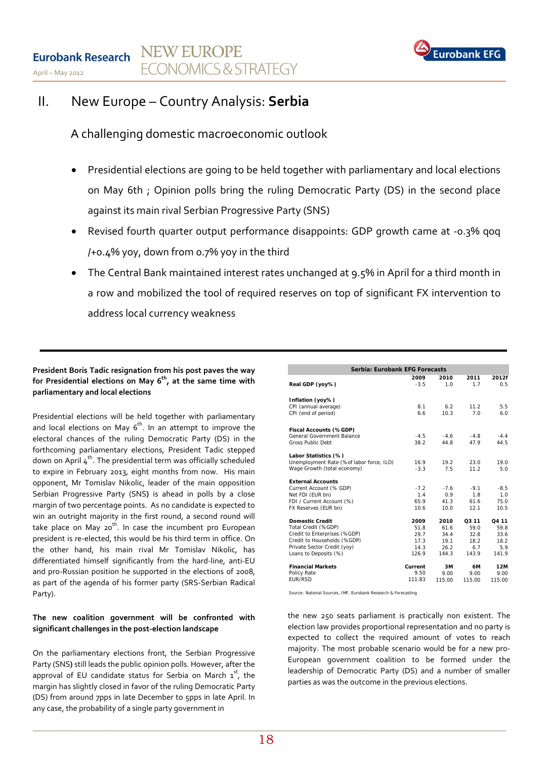# II. New Europe – Country Analysis: **Serbia**

## A challenging domestic macroeconomic outlook

- Presidential elections are going to be held together with parliamentary and local elections on May 6th ; Opinion polls bring the ruling Democratic Party (DS) in the second place against its main rival Serbian Progressive Party (SNS)
- Revised fourth quarter output performance disappoints: GDP growth came at -0.3% qoq /+0.4% yoy, down from 0.7% yoy in the third
- The Central Bank maintained interest rates unchanged at 9.5% in April for a third month in a row and mobilized the tool of required reserves on top of significant FX intervention to address local currency weakness

---

**President Boris Tadic resignation from his post paves the way for Presidential elections on May 6th, at the same time with parliamentary and local elections**

Presidential elections will be held together with parliamentary and local elections on May 6th. In an attempt to improve the electoral chances of the ruling Democratic Party (DS) in the forthcoming parliamentary elections, President Tadic stepped down on April 4th. The presidential term was officially scheduled to expire in February 2013, eight months from now. His main opponent, Mr Tomislav Nikolic, leader of the main opposition Serbian Progressive Party (SNS) is ahead in polls by a close margin of two percentage points. As no candidate is expected to win an outright majority in the first round, a second round will take place on May 20th. In case the incumbent pro European president is re-elected, this would be his third term in office. On the other hand, his main rival Mr Tomislav Nikolic, has differentiated himself significantly from the hard-line, anti-EU and pro-Russian position he supported in the elections of 2008, as part of the agenda of his former party (SRS-Serbian Radical Party).

**The new coalition government will be confronted with significant challenges in the post-election landscape**

On the parliamentary elections front, the Serbian Progressive Party (SNS) still leads the public opinion polls. However, after the approval of EU candidate status for Serbia on March 1st, the margin has slightly closed in favor of the ruling Democratic Party (DS) from around 7pps in late December to 5pps in late April. In any case, the probability of a single party government in the new 250 seats parliament is practically non existent. The election law provides proportional representation and no party is expected to collect the required amount of votes to reach majority. The most probable scenario would be for a new pro-European government coalition to be formed under the leadership of Democratic Party (DS) and a number of smaller parties as was the outcome in the previous elections.

**Serbia: Eurobank EFG Forecasts**

| | 2009 | 2010 | 2011 | 2012f |
|---|---|---|---|---|
| **Real GDP (yoy%)** | -3.5 | 1.0 | 1.7 | 0.5 |
| **Inflation (yoy%)** | | | | |
| CPI (annual average) | 8.1 | 6.2 | 11.2 | 5.5 |
| CPI (end of period) | 6.6 | 10.3 | 7.0 | 6.0 |
| **Fiscal Accounts (% GDP)** | | | | |
| General Government Balance | -4.5 | -4.6 | -4.8 | -4.4 |
| Gross Public Debt | 38.2 | 44.8 | 47.9 | 44.5 |
| **Labor Statistics (%)** | | | | |
| Unemployment Rate (% of labor force, ILO) | 16.9 | 19.2 | 23.0 | 19.0 |
| Wage Growth (total economy) | -3.3 | 7.5 | 11.2 | 5.0 |
| **External Accounts** | | | | |
| Current Account (% GDP) | -7.2 | -7.6 | -9.1 | -8.5 |
| Net FDI (EUR bn) | 1.4 | 0.9 | 1.8 | 1.0 |
| FDI / Current Account (%) | 65.9 | 41.3 | 61.6 | 75.0 |
| FX Reserves (EUR bn) | 10.6 | 10.0 | 12.1 | 10.5 |
| **Domestic Credit** | **2009** | **2010** | **Q3 11** | **Q4 11** |
| Total Credit (%GDP) | 51.8 | 61.6 | 59.0 | 59.8 |
| Credit to Enterprises (%GDP) | 29.7 | 34.4 | 32.8 | 33.6 |
| Credit to Households (%GDP) | 17.3 | 19.1 | 18.2 | 18.2 |
| Private Sector Credit (yoy) | 14.3 | 26.2 | 6.7 | 5.9 |
| Loans to Deposits (%) | 126.9 | 144.3 | 143.9 | 141.9 |
| **Financial Markets** | **Current** | **3M** | **6M** | **12M** |
| Policy Rate | 9.50 | 9.00 | 9.00 | 9.00 |
| EUR/RSD | 111.83 | 115.00 | 115.00 | 115.00 |

Source: National Sources, IMF, Eurobank Research & Forecasting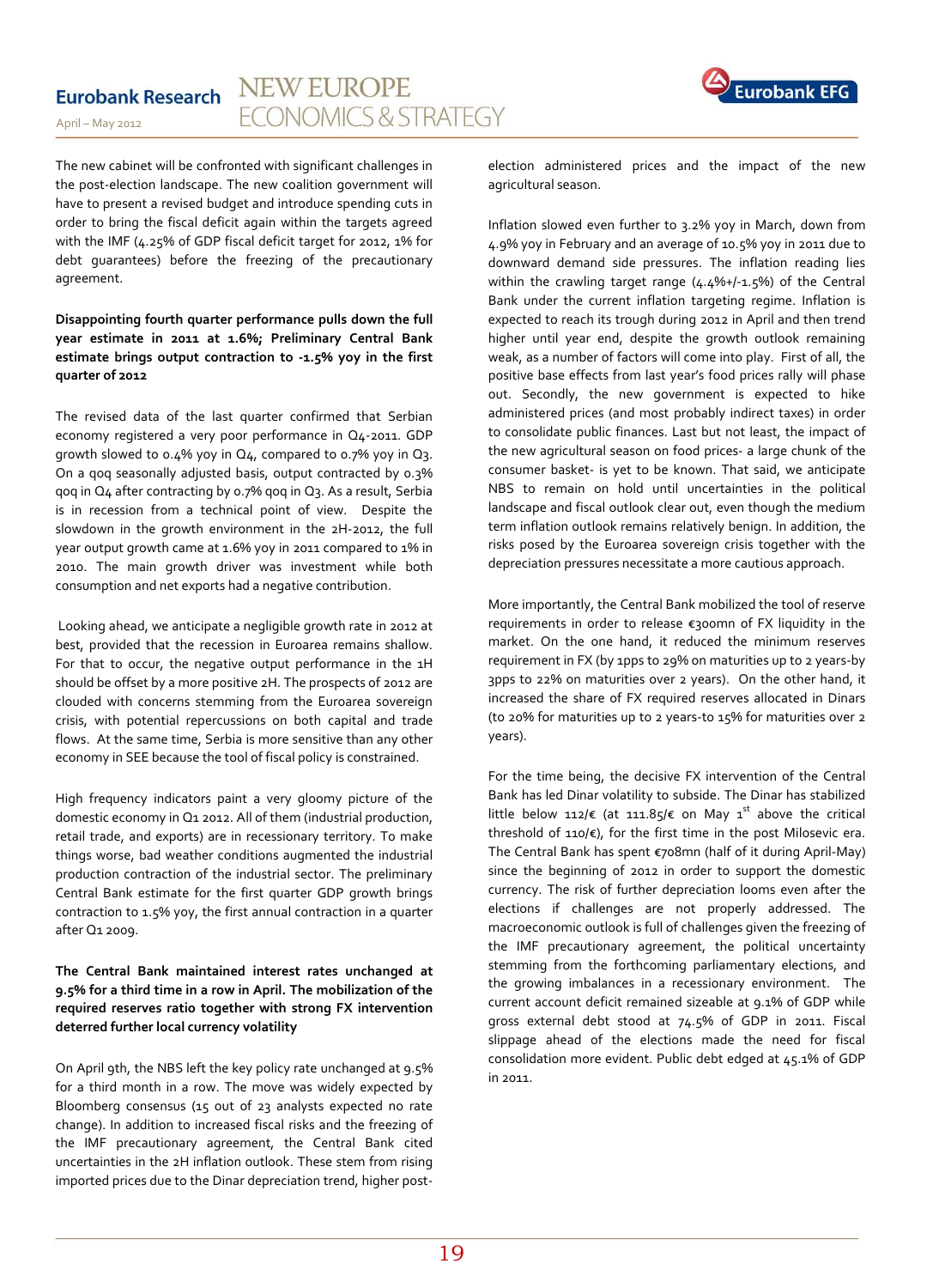The new cabinet will be confronted with significant challenges in the post-election landscape. The new coalition government will have to present a revised budget and introduce spending cuts in order to bring the fiscal deficit again within the targets agreed with the IMF (4.25% of GDP fiscal deficit target for 2012, 1% for debt guarantees) before the freezing of the precautionary agreement.

**Disappointing fourth quarter performance pulls down the full year estimate in 2011 at 1.6%; Preliminary Central Bank estimate brings output contraction to -1.5% yoy in the first quarter of 2012**

The revised data of the last quarter confirmed that Serbian economy registered a very poor performance in Q4-2011. GDP growth slowed to 0.4% yoy in Q4, compared to 0.7% yoy in Q3. On a qoq seasonally adjusted basis, output contracted by 0.3% qoq in Q4 after contracting by 0.7% qoq in Q3. As a result, Serbia is in recession from a technical point of view. Despite the slowdown in the growth environment in the 2H-2012, the full year output growth came at 1.6% yoy in 2011 compared to 1% in 2010. The main growth driver was investment while both consumption and net exports had a negative contribution.

Looking ahead, we anticipate a negligible growth rate in 2012 at best, provided that the recession in Euroarea remains shallow. For that to occur, the negative output performance in the 1H should be offset by a more positive 2H. The prospects of 2012 are clouded with concerns stemming from the Euroarea sovereign crisis, with potential repercussions on both capital and trade flows. At the same time, Serbia is more sensitive than any other economy in SEE because the tool of fiscal policy is constrained.

High frequency indicators paint a very gloomy picture of the domestic economy in Q1 2012. All of them (industrial production, retail trade, and exports) are in recessionary territory. To make things worse, bad weather conditions augmented the industrial production contraction of the industrial sector. The preliminary Central Bank estimate for the first quarter GDP growth brings contraction to 1.5% yoy, the first annual contraction in a quarter after Q1 2009.

**The Central Bank maintained interest rates unchanged at 9.5% for a third time in a row in April. The mobilization of the required reserves ratio together with strong FX intervention deterred further local currency volatility**

On April 9th, the NBS left the key policy rate unchanged at 9.5% for a third month in a row. The move was widely expected by Bloomberg consensus (15 out of 23 analysts expected no rate change). In addition to increased fiscal risks and the freezing of the IMF precautionary agreement, the Central Bank cited uncertainties in the 2H inflation outlook. These stem from rising imported prices due to the Dinar depreciation trend, higher post-election administered prices and the impact of the new agricultural season.

Inflation slowed even further to 3.2% yoy in March, down from 4.9% yoy in February and an average of 10.5% yoy in 2011 due to downward demand side pressures. The inflation reading lies within the crawling target range (4.4%+/-1.5%) of the Central Bank under the current inflation targeting regime. Inflation is expected to reach its trough during 2012 in April and then trend higher until year end, despite the growth outlook remaining weak, as a number of factors will come into play. First of all, the positive base effects from last year's food prices rally will phase out. Secondly, the new government is expected to hike administered prices (and most probably indirect taxes) in order to consolidate public finances. Last but not least, the impact of the new agricultural season on food prices- a large chunk of the consumer basket- is yet to be known. That said, we anticipate NBS to remain on hold until uncertainties in the political landscape and fiscal outlook clear out, even though the medium term inflation outlook remains relatively benign. In addition, the risks posed by the Euroarea sovereign crisis together with the depreciation pressures necessitate a more cautious approach.

More importantly, the Central Bank mobilized the tool of reserve requirements in order to release €300mn of FX liquidity in the market. On the one hand, it reduced the minimum reserves requirement in FX (by 1pps to 29% on maturities up to 2 years-by 3pps to 22% on maturities over 2 years). On the other hand, it increased the share of FX required reserves allocated in Dinars (to 20% for maturities up to 2 years-to 15% for maturities over 2 years).

For the time being, the decisive FX intervention of the Central Bank has led Dinar volatility to subside. The Dinar has stabilized little below 112/€ (at 111.85/€ on May 1st above the critical threshold of 110/€), for the first time in the post Milosevic era. The Central Bank has spent €708mn (half of it during April-May) since the beginning of 2012 in order to support the domestic currency. The risk of further depreciation looms even after the elections if challenges are not properly addressed. The macroeconomic outlook is full of challenges given the freezing of the IMF precautionary agreement, the political uncertainty stemming from the forthcoming parliamentary elections, and the growing imbalances in a recessionary environment. The current account deficit remained sizeable at 9.1% of GDP while gross external debt stood at 74.5% of GDP in 2011. Fiscal slippage ahead of the elections made the need for fiscal consolidation more evident. Public debt edged at 45.1% of GDP in 2011.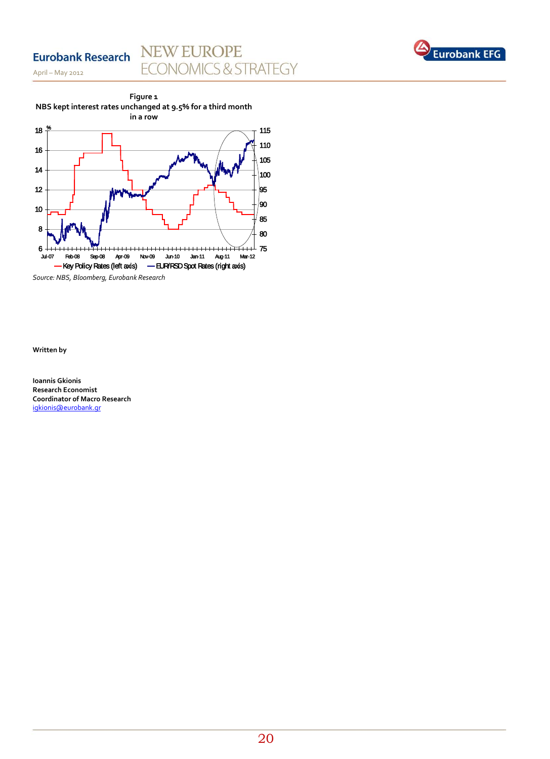**Figure 1**

**NBS kept interest rates unchanged at 9.5% for a third month in a row**

*Source: NBS, Bloomberg, Eurobank Research*

**Written by**

**Ioannis Gkionis**
**Research Economist**
**Coordinator of Macro Research**
igkionis@eurobank.gr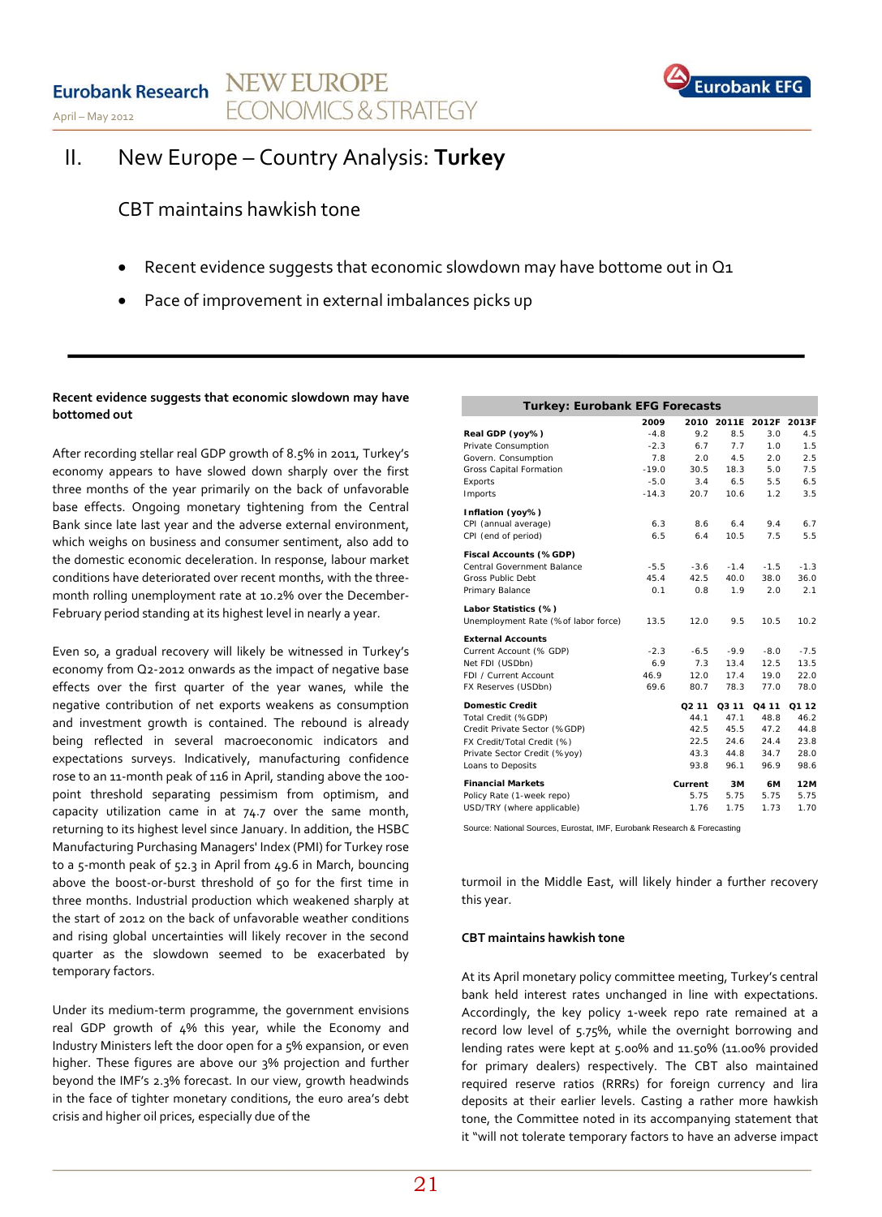## II. New Europe – Country Analysis: **Turkey**

### CBT maintains hawkish tone

- Recent evidence suggests that economic slowdown may have bottome out in Q1
- Pace of improvement in external imbalances picks up

**Recent evidence suggests that economic slowdown may have bottomed out**

After recording stellar real GDP growth of 8.5% in 2011, Turkey's economy appears to have slowed down sharply over the first three months of the year primarily on the back of unfavorable base effects. Ongoing monetary tightening from the Central Bank since late last year and the adverse external environment, which weighs on business and consumer sentiment, also add to the domestic economic deceleration. In response, labour market conditions have deteriorated over recent months, with the three-month rolling unemployment rate at 10.2% over the December-February period standing at its highest level in nearly a year.

Even so, a gradual recovery will likely be witnessed in Turkey's economy from Q2-2012 onwards as the impact of negative base effects over the first quarter of the year wanes, while the negative contribution of net exports weakens as consumption and investment growth is contained. The rebound is already being reflected in several macroeconomic indicators and expectations surveys. Indicatively, manufacturing confidence rose to an 11-month peak of 116 in April, standing above the 100-point threshold separating pessimism from optimism, and capacity utilization came in at 74.7 over the same month, returning to its highest level since January. In addition, the HSBC Manufacturing Purchasing Managers' Index (PMI) for Turkey rose to a 5-month peak of 52.3 in April from 49.6 in March, bouncing above the boost-or-burst threshold of 50 for the first time in three months. Industrial production which weakened sharply at the start of 2012 on the back of unfavorable weather conditions and rising global uncertainties will likely recover in the second quarter as the slowdown seemed to be exacerbated by temporary factors.

Under its medium-term programme, the government envisions real GDP growth of 4% this year, while the Economy and Industry Ministers left the door open for a 5% expansion, or even higher. These figures are above our 3% projection and further beyond the IMF's 2.3% forecast. In our view, growth headwinds in the face of tighter monetary conditions, the euro area's debt crisis and higher oil prices, especially due of the turmoil in the Middle East, will likely hinder a further recovery this year.

**Turkey: Eurobank EFG Forecasts**

| | 2009 | 2010 | 2011E | 2012F | 2013F |
|---|---|---|---|---|---|
| **Real GDP (yoy%)** | -4.8 | 9.2 | 8.5 | 3.0 | 4.5 |
| Private Consumption | -2.3 | 6.7 | 7.7 | 1.0 | 1.5 |
| Govern. Consumption | 7.8 | 2.0 | 4.5 | 2.0 | 2.5 |
| Gross Capital Formation | -19.0 | 30.5 | 18.3 | 5.0 | 7.5 |
| Exports | -5.0 | 3.4 | 6.5 | 5.5 | 6.5 |
| Imports | -14.3 | 20.7 | 10.6 | 1.2 | 3.5 |
| **Inflation (yoy%)** | | | | | |
| CPI (annual average) | 6.3 | 8.6 | 6.4 | 9.4 | 6.7 |
| CPI (end of period) | 6.5 | 6.4 | 10.5 | 7.5 | 5.5 |
| **Fiscal Accounts (%GDP)** | | | | | |
| Central Government Balance | -5.5 | -3.6 | -1.4 | -1.5 | -1.3 |
| Gross Public Debt | 45.4 | 42.5 | 40.0 | 38.0 | 36.0 |
| Primary Balance | 0.1 | 0.8 | 1.9 | 2.0 | 2.1 |
| **Labor Statistics (%)** | | | | | |
| Unemployment Rate (% of labor force) | 13.5 | 12.0 | 9.5 | 10.5 | 10.2 |
| **External Accounts** | | | | | |
| Current Account (% GDP) | -2.3 | -6.5 | -9.9 | -8.0 | -7.5 |
| Net FDI (USDbn) | 6.9 | 7.3 | 13.4 | 12.5 | 13.5 |
| FDI / Current Account | 46.9 | 12.0 | 17.4 | 19.0 | 22.0 |
| FX Reserves (USDbn) | 69.6 | 80.7 | 78.3 | 77.0 | 78.0 |
| **Domestic Credit** | | **Q2 11** | **Q3 11** | **Q4 11** | **Q1 12** |
| Total Credit (%GDP) | | 44.1 | 47.1 | 48.8 | 46.2 |
| Credit Private Sector (%GDP) | | 42.5 | 45.5 | 47.2 | 44.8 |
| FX Credit/Total Credit (%) | | 22.5 | 24.6 | 24.4 | 23.8 |
| Private Sector Credit (%yoy) | | 43.3 | 44.8 | 34.7 | 28.0 |
| Loans to Deposits | | 93.8 | 96.1 | 96.9 | 98.6 |
| **Financial Markets** | | **Current** | **3M** | **6M** | **12M** |
| Policy Rate (1-week repo) | | 5.75 | 5.75 | 5.75 | 5.75 |
| USD/TRY (where applicable) | | 1.76 | 1.75 | 1.73 | 1.70 |

Source: National Sources, Eurostat, IMF, Eurobank Research & Forecasting

**CBT maintains hawkish tone**

At its April monetary policy committee meeting, Turkey's central bank held interest rates unchanged in line with expectations. Accordingly, the key policy 1-week repo rate remained at a record low level of 5.75%, while the overnight borrowing and lending rates were kept at 5.00% and 11.50% (11.00% provided for primary dealers) respectively. The CBT also maintained required reserve ratios (RRRs) for foreign currency and lira deposits at their earlier levels. Casting a rather more hawkish tone, the Committee noted in its accompanying statement that it "will not tolerate temporary factors to have an adverse impact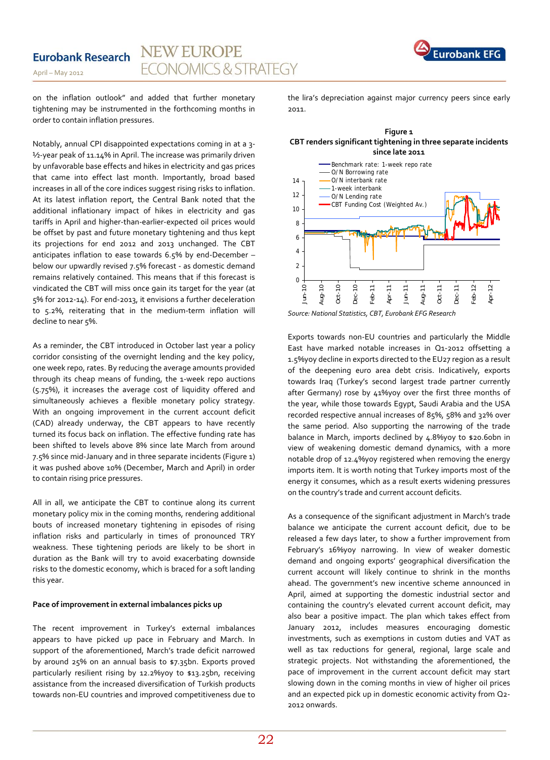on the inflation outlook" and added that further monetary tightening may be instrumented in the forthcoming months in order to contain inflation pressures.

Notably, annual CPI disappointed expectations coming in at a 3-½-year peak of 11.14% in April. The increase was primarily driven by unfavorable base effects and hikes in electricity and gas prices that came into effect last month. Importantly, broad based increases in all of the core indices suggest rising risks to inflation. At its latest inflation report, the Central Bank noted that the additional inflationary impact of hikes in electricity and gas tariffs in April and higher-than-earlier-expected oil prices would be offset by past and future monetary tightening and thus kept its projections for end 2012 and 2013 unchanged. The CBT anticipates inflation to ease towards 6.5% by end-December – below our upwardly revised 7.5% forecast - as domestic demand remains relatively contained. This means that if this forecast is vindicated the CBT will miss once gain its target for the year (at 5% for 2012-14). For end-2013, it envisions a further deceleration to 5.2%, reiterating that in the medium-term inflation will decline to near 5%.

As a reminder, the CBT introduced in October last year a policy corridor consisting of the overnight lending and the key policy, one week repo, rates. By reducing the average amounts provided through its cheap means of funding, the 1-week repo auctions (5.75%), it increases the average cost of liquidity offered and simultaneously achieves a flexible monetary policy strategy. With an ongoing improvement in the current account deficit (CAD) already underway, the CBT appears to have recently turned its focus back on inflation. The effective funding rate has been shifted to levels above 8% since late March from around 7.5% since mid-January and in three separate incidents (Figure 1) it was pushed above 10% (December, March and April) in order to contain rising price pressures.

All in all, we anticipate the CBT to continue along its current monetary policy mix in the coming months, rendering additional bouts of increased monetary tightening in episodes of rising inflation risks and particularly in times of pronounced TRY weakness. These tightening periods are likely to be short in duration as the Bank will try to avoid exacerbating downside risks to the domestic economy, which is braced for a soft landing this year.

**Pace of improvement in external imbalances picks up**

The recent improvement in Turkey's external imbalances appears to have picked up pace in February and March. In support of the aforementioned, March's trade deficit narrowed by around 25% on an annual basis to $7.35bn. Exports proved particularly resilient rising by 12.2%yoy to $13.25bn, receiving assistance from the increased diversification of Turkish products towards non-EU countries and improved competitiveness due to the lira's depreciation against major currency peers since early 2011.

**Figure 1**
**CBT renders significant tightening in three separate incidents since late 2011**

*Source: National Statistics, CBT, Eurobank EFG Research*

Exports towards non-EU countries and particularly the Middle East have marked notable increases in Q1-2012 offsetting a 1.5%yoy decline in exports directed to the EU27 region as a result of the deepening euro area debt crisis. Indicatively, exports towards Iraq (Turkey's second largest trade partner currently after Germany) rose by 41%yoy over the first three months of the year, while those towards Egypt, Saudi Arabia and the USA recorded respective annual increases of 85%, 58% and 32% over the same period. Also supporting the narrowing of the trade balance in March, imports declined by 4.8%yoy to $20.6bn in view of weakening domestic demand dynamics, with a more notable drop of 12.4%yoy registered when removing the energy imports item. It is worth noting that Turkey imports most of the energy it consumes, which as a result exerts widening pressures on the country's trade and current account deficits.

As a consequence of the significant adjustment in March's trade balance we anticipate the current account deficit, due to be released a few days later, to show a further improvement from February's 16%yoy narrowing. In view of weaker domestic demand and ongoing exports' geographical diversification the current account will likely continue to shrink in the months ahead. The government's new incentive scheme announced in April, aimed at supporting the domestic industrial sector and containing the country's elevated current account deficit, may also bear a positive impact. The plan which takes effect from January 2012, includes measures encouraging domestic investments, such as exemptions in custom duties and VAT as well as tax reductions for general, regional, large scale and strategic projects. Not withstanding the aforementioned, the pace of improvement in the current account deficit may start slowing down in the coming months in view of higher oil prices and an expected pick up in domestic economic activity from Q2-2012 onwards.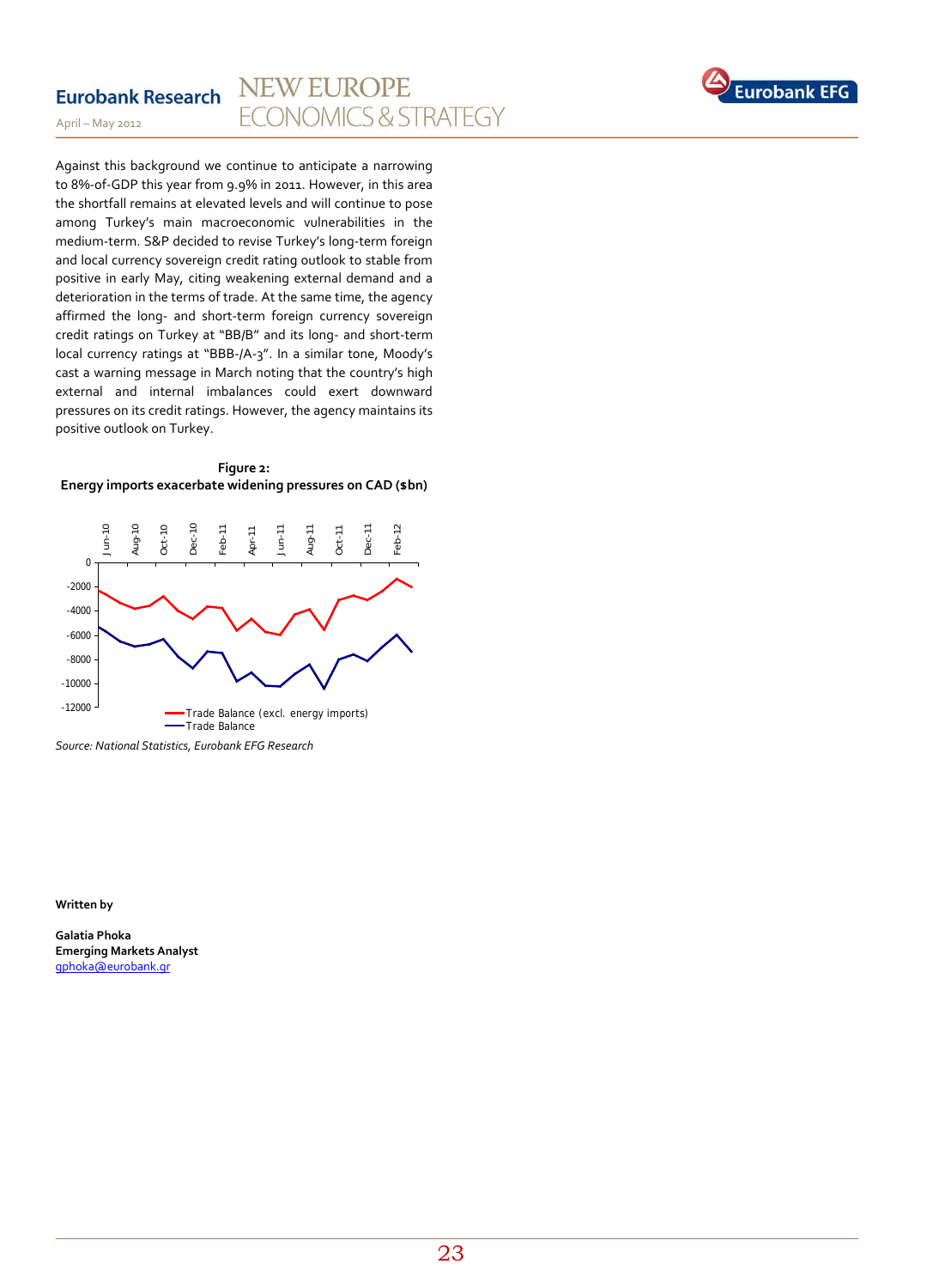Against this background we continue to anticipate a narrowing to 8%-of-GDP this year from 9.9% in 2011. However, in this area the shortfall remains at elevated levels and will continue to pose among Turkey's main macroeconomic vulnerabilities in the medium-term. S&P decided to revise Turkey's long-term foreign and local currency sovereign credit rating outlook to stable from positive in early May, citing weakening external demand and a deterioration in the terms of trade. At the same time, the agency affirmed the long- and short-term foreign currency sovereign credit ratings on Turkey at "BB/B" and its long- and short-term local currency ratings at "BBB-/A-3". In a similar tone, Moody's cast a warning message in March noting that the country's high external and internal imbalances could exert downward pressures on its credit ratings. However, the agency maintains its positive outlook on Turkey.

**Figure 2:**
**Energy imports exacerbate widening pressures on CAD ($bn)**

*Source: National Statistics, Eurobank EFG Research*

**Written by**

**Galatia Phoka**
**Emerging Markets Analyst**
gphoka@eurobank.gr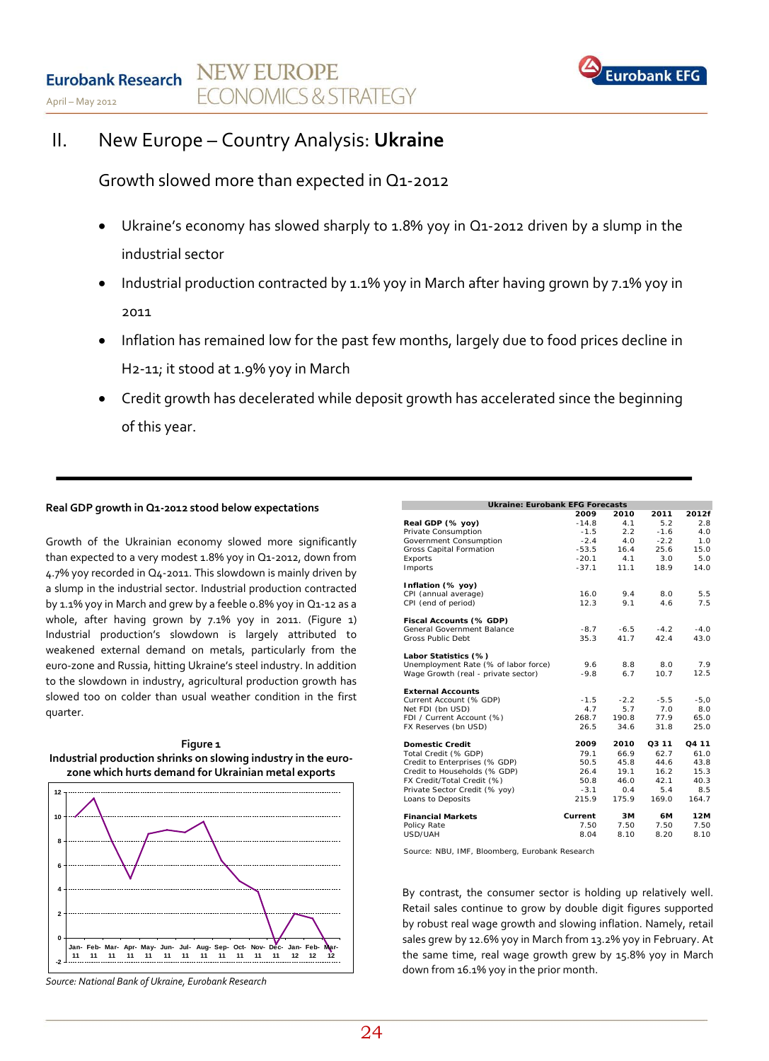# II. New Europe – Country Analysis: **Ukraine**

## Growth slowed more than expected in Q1-2012

- Ukraine's economy has slowed sharply to 1.8% yoy in Q1-2012 driven by a slump in the industrial sector
- Industrial production contracted by 1.1% yoy in March after having grown by 7.1% yoy in 2011
- Inflation has remained low for the past few months, largely due to food prices decline in H2-11; it stood at 1.9% yoy in March
- Credit growth has decelerated while deposit growth has accelerated since the beginning of this year.

---

**Real GDP growth in Q1-2012 stood below expectations**

Growth of the Ukrainian economy slowed more significantly than expected to a very modest 1.8% yoy in Q1-2012, down from 4.7% yoy recorded in Q4-2011. This slowdown is mainly driven by a slump in the industrial sector. Industrial production contracted by 1.1% yoy in March and grew by a feeble 0.8% yoy in Q1-12 as a whole, after having grown by 7.1% yoy in 2011. (Figure 1) Industrial production's slowdown is largely attributed to weakened external demand on metals, particularly from the euro-zone and Russia, hitting Ukraine's steel industry. In addition to the slowdown in industry, agricultural production growth has slowed too on colder than usual weather condition in the first quarter.

**Figure 1**
**Industrial production shrinks on slowing industry in the euro-zone which hurts demand for Ukrainian metal exports**

*Source: National Bank of Ukraine, Eurobank Research*

| Ukraine: Eurobank EFG Forecasts | 2009 | 2010 | 2011 | 2012f |
|---|---|---|---|---|
| **Real GDP (% yoy)** | -14.8 | 4.1 | 5.2 | 2.8 |
| Private Consumption | -1.5 | 2.2 | -1.6 | 4.0 |
| Government Consumption | -2.4 | 4.0 | -2.2 | 1.0 |
| Gross Capital Formation | -53.5 | 16.4 | 25.6 | 15.0 |
| Exports | -20.1 | 4.1 | 3.0 | 5.0 |
| Imports | -37.1 | 11.1 | 18.9 | 14.0 |
| **Inflation (% yoy)** | | | | |
| CPI (annual average) | 16.0 | 9.4 | 8.0 | 5.5 |
| CPI (end of period) | 12.3 | 9.1 | 4.6 | 7.5 |
| **Fiscal Accounts (% GDP)** | | | | |
| General Government Balance | -8.7 | -6.5 | -4.2 | -4.0 |
| Gross Public Debt | 35.3 | 41.7 | 42.4 | 43.0 |
| **Labor Statistics (%)** | | | | |
| Unemployment Rate (% of labor force) | 9.6 | 8.8 | 8.0 | 7.9 |
| Wage Growth (real - private sector) | -9.8 | 6.7 | 10.7 | 12.5 |
| **External Accounts** | | | | |
| Current Account (% GDP) | -1.5 | -2.2 | -5.5 | -5.0 |
| Net FDI (bn USD) | 4.7 | 5.7 | 7.0 | 8.0 |
| FDI / Current Account (%) | 268.7 | 190.8 | 77.9 | 65.0 |
| FX Reserves (bn USD) | 26.5 | 34.6 | 31.8 | 25.0 |
| **Domestic Credit** | **2009** | **2010** | **Q3 11** | **Q4 11** |
| Total Credit (% GDP) | 79.1 | 66.9 | 62.7 | 61.0 |
| Credit to Enterprises (% GDP) | 50.5 | 45.8 | 44.6 | 43.8 |
| Credit to Households (% GDP) | 26.4 | 19.1 | 16.2 | 15.3 |
| FX Credit/Total Credit (%) | 50.8 | 46.0 | 42.1 | 40.3 |
| Private Sector Credit (% yoy) | -3.1 | 0.4 | 5.4 | 8.5 |
| Loans to Deposits | 215.9 | 175.9 | 169.0 | 164.7 |
| **Financial Markets** | **Current** | **3M** | **6M** | **12M** |
| Policy Rate | 7.50 | 7.50 | 7.50 | 7.50 |
| USD/UAH | 8.04 | 8.10 | 8.20 | 8.10 |

Source: NBU, IMF, Bloomberg, Eurobank Research

By contrast, the consumer sector is holding up relatively well. Retail sales continue to grow by double digit figures supported by robust real wage growth and slowing inflation. Namely, retail sales grew by 12.6% yoy in March from 13.2% yoy in February. At the same time, real wage growth grew by 15.8% yoy in March down from 16.1% yoy in the prior month.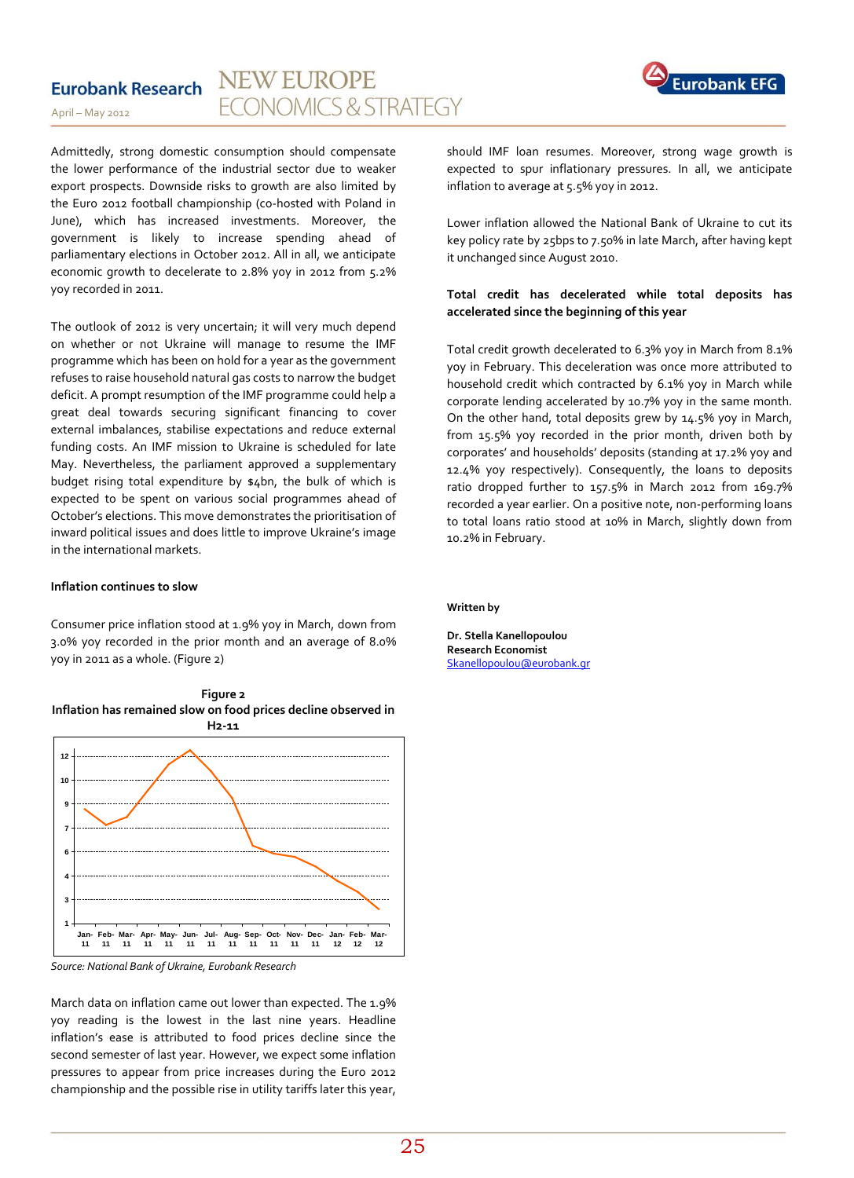Admittedly, strong domestic consumption should compensate the lower performance of the industrial sector due to weaker export prospects. Downside risks to growth are also limited by the Euro 2012 football championship (co-hosted with Poland in June), which has increased investments. Moreover, the government is likely to increase spending ahead of parliamentary elections in October 2012. All in all, we anticipate economic growth to decelerate to 2.8% yoy in 2012 from 5.2% yoy recorded in 2011.

The outlook of 2012 is very uncertain; it will very much depend on whether or not Ukraine will manage to resume the IMF programme which has been on hold for a year as the government refuses to raise household natural gas costs to narrow the budget deficit. A prompt resumption of the IMF programme could help a great deal towards securing significant financing to cover external imbalances, stabilise expectations and reduce external funding costs. An IMF mission to Ukraine is scheduled for late May. Nevertheless, the parliament approved a supplementary budget rising total expenditure by $4bn, the bulk of which is expected to be spent on various social programmes ahead of October's elections. This move demonstrates the prioritisation of inward political issues and does little to improve Ukraine's image in the international markets.

**Inflation continues to slow**

Consumer price inflation stood at 1.9% yoy in March, down from 3.0% yoy recorded in the prior month and an average of 8.0% yoy in 2011 as a whole. (Figure 2)

**Figure 2**
**Inflation has remained slow on food prices decline observed in H2-11**

*Source: National Bank of Ukraine, Eurobank Research*

March data on inflation came out lower than expected. The 1.9% yoy reading is the lowest in the last nine years. Headline inflation's ease is attributed to food prices decline since the second semester of last year. However, we expect some inflation pressures to appear from price increases during the Euro 2012 championship and the possible rise in utility tariffs later this year, should IMF loan resumes. Moreover, strong wage growth is expected to spur inflationary pressures. In all, we anticipate inflation to average at 5.5% yoy in 2012.

Lower inflation allowed the National Bank of Ukraine to cut its key policy rate by 25bps to 7.50% in late March, after having kept it unchanged since August 2010.

**Total credit has decelerated while total deposits has accelerated since the beginning of this year**

Total credit growth decelerated to 6.3% yoy in March from 8.1% yoy in February. This deceleration was once more attributed to household credit which contracted by 6.1% yoy in March while corporate lending accelerated by 10.7% yoy in the same month. On the other hand, total deposits grew by 14.5% yoy in March, from 15.5% yoy recorded in the prior month, driven both by corporates' and households' deposits (standing at 17.2% yoy and 12.4% yoy respectively). Consequently, the loans to deposits ratio dropped further to 157.5% in March 2012 from 169.7% recorded a year earlier. On a positive note, non-performing loans to total loans ratio stood at 10% in March, slightly down from 10.2% in February.

**Written by**

**Dr. Stella Kanellopoulou**
**Research Economist**
Skanellopoulou@eurobank.gr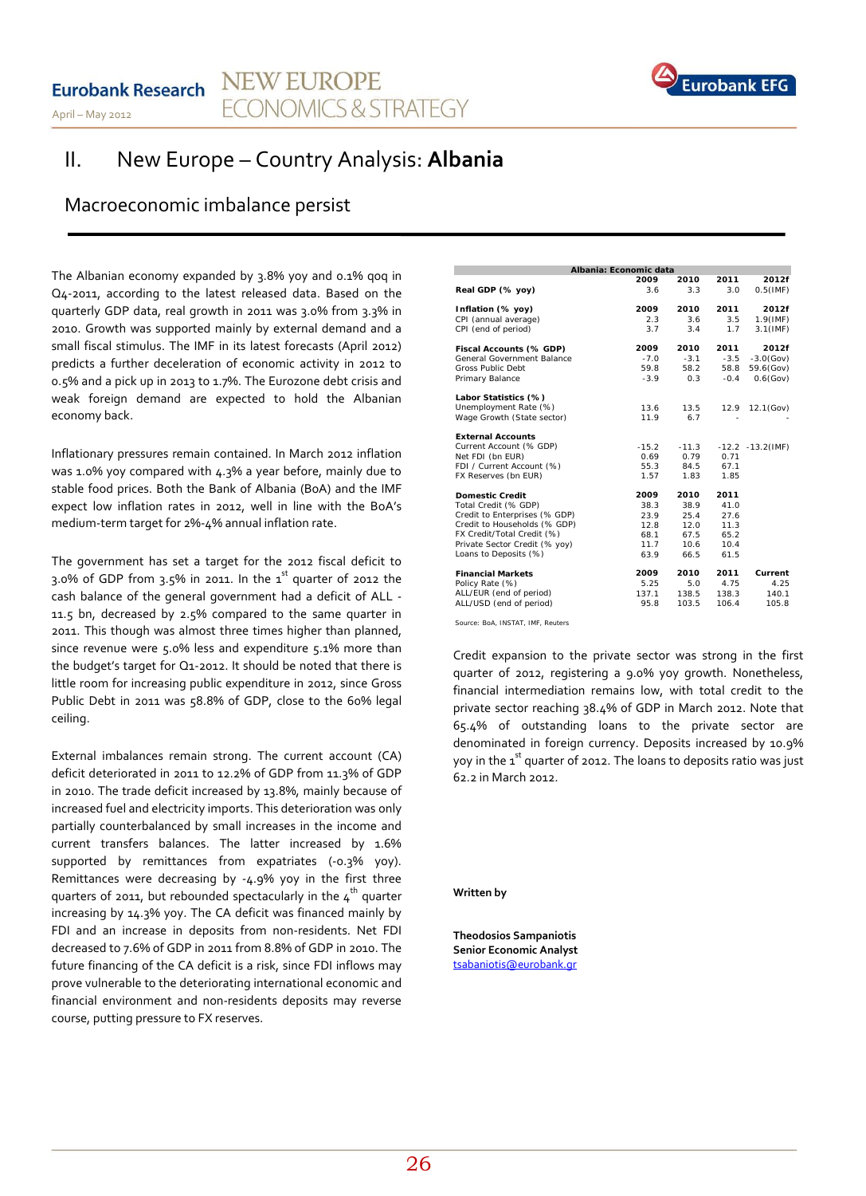# II. New Europe – Country Analysis: **Albania**

## Macroeconomic imbalance persist

The Albanian economy expanded by 3.8% yoy and 0.1% qoq in Q4-2011, according to the latest released data. Based on the quarterly GDP data, real growth in 2011 was 3.0% from 3.3% in 2010. Growth was supported mainly by external demand and a small fiscal stimulus. The IMF in its latest forecasts (April 2012) predicts a further deceleration of economic activity in 2012 to 0.5% and a pick up in 2013 to 1.7%. The Eurozone debt crisis and weak foreign demand are expected to hold the Albanian economy back.

Inflationary pressures remain contained. In March 2012 inflation was 1.0% yoy compared with 4.3% a year before, mainly due to stable food prices. Both the Bank of Albania (BoA) and the IMF expect low inflation rates in 2012, well in line with the BoA's medium-term target for 2%-4% annual inflation rate.

The government has set a target for the 2012 fiscal deficit to 3.0% of GDP from 3.5% in 2011. In the 1st quarter of 2012 the cash balance of the general government had a deficit of ALL -11.5 bn, decreased by 2.5% compared to the same quarter in 2011. This though was almost three times higher than planned, since revenue were 5.0% less and expenditure 5.1% more than the budget's target for Q1-2012. It should be noted that there is little room for increasing public expenditure in 2012, since Gross Public Debt in 2011 was 58.8% of GDP, close to the 60% legal ceiling.

External imbalances remain strong. The current account (CA) deficit deteriorated in 2011 to 12.2% of GDP from 11.3% of GDP in 2010. The trade deficit increased by 13.8%, mainly because of increased fuel and electricity imports. This deterioration was only partially counterbalanced by small increases in the income and current transfers balances. The latter increased by 1.6% supported by remittances from expatriates (-0.3% yoy). Remittances were decreasing by -4.9% yoy in the first three quarters of 2011, but rebounded spectacularly in the 4th quarter increasing by 14.3% yoy. The CA deficit was financed mainly by FDI and an increase in deposits from non-residents. Net FDI decreased to 7.6% of GDP in 2011 from 8.8% of GDP in 2010. The future financing of the CA deficit is a risk, since FDI inflows may prove vulnerable to the deteriorating international economic and financial environment and non-residents deposits may reverse course, putting pressure to FX reserves.

| Albania: Economic data | | | | |
|---|---|---|---|---|
| | **2009** | **2010** | **2011** | **2012f** |
| **Real GDP (% yoy)** | 3.6 | 3.3 | 3.0 | 0.5(IMF) |
| **Inflation (% yoy)** | **2009** | **2010** | **2011** | **2012f** |
| CPI (annual average) | 2.3 | 3.6 | 3.5 | 1.9(IMF) |
| CPI (end of period) | 3.7 | 3.4 | 1.7 | 3.1(IMF) |
| **Fiscal Accounts (% GDP)** | **2009** | **2010** | **2011** | **2012f** |
| General Government Balance | -7.0 | -3.1 | -3.5 | -3.0(Gov) |
| Gross Public Debt | 59.8 | 58.2 | 58.8 | 59.6(Gov) |
| Primary Balance | -3.9 | 0.3 | -0.4 | 0.6(Gov) |
| **Labor Statistics (%)** | | | | |
| Unemployment Rate (%) | 13.6 | 13.5 | 12.9 | 12.1(Gov) |
| Wage Growth (State sector) | 11.9 | 6.7 | - | - |
| **External Accounts** | | | | |
| Current Account (% GDP) | -15.2 | -11.3 | -12.2 | -13.2(IMF) |
| Net FDI (bn EUR) | 0.69 | 0.79 | 0.71 | |
| FDI / Current Account (%) | 55.3 | 84.5 | 67.1 | |
| FX Reserves (bn EUR) | 1.57 | 1.83 | 1.85 | |
| **Domestic Credit** | **2009** | **2010** | **2011** | |
| Total Credit (% GDP) | 38.3 | 38.9 | 41.0 | |
| Credit to Enterprises (% GDP) | 23.9 | 25.4 | 27.6 | |
| Credit to Households (% GDP) | 12.8 | 12.0 | 11.3 | |
| FX Credit/Total Credit (%) | 68.1 | 67.5 | 65.2 | |
| Private Sector Credit (% yoy) | 11.7 | 10.6 | 10.4 | |
| Loans to Deposits (%) | 63.9 | 66.5 | 61.5 | |
| **Financial Markets** | **2009** | **2010** | **2011** | **Current** |
| Policy Rate (%) | 5.25 | 5.0 | 4.75 | 4.25 |
| ALL/EUR (end of period) | 137.1 | 138.5 | 138.3 | 140.1 |
| ALL/USD (end of period) | 95.8 | 103.5 | 106.4 | 105.8 |

Source: BoA, INSTAT, IMF, Reuters

Credit expansion to the private sector was strong in the first quarter of 2012, registering a 9.0% yoy growth. Nonetheless, financial intermediation remains low, with total credit to the private sector reaching 38.4% of GDP in March 2012. Note that 65.4% of outstanding loans to the private sector are denominated in foreign currency. Deposits increased by 10.9% yoy in the 1st quarter of 2012. The loans to deposits ratio was just 62.2 in March 2012.

**Written by**

**Theodosios Sampaniotis**
**Senior Economic Analyst**
tsabaniotis@eurobank.gr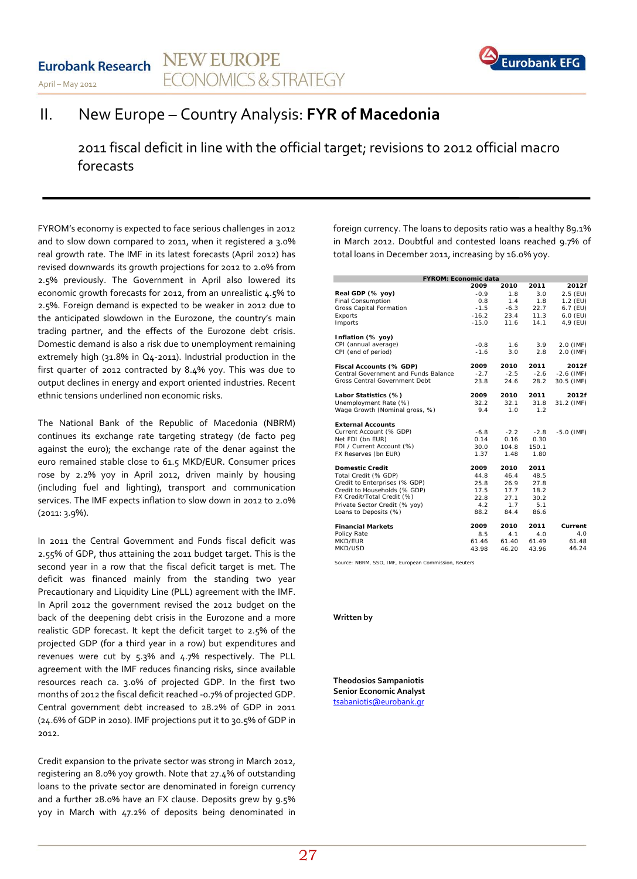# II. New Europe – Country Analysis: **FYR of Macedonia**

## 2011 fiscal deficit in line with the official target; revisions to 2012 official macro forecasts

FYROM's economy is expected to face serious challenges in 2012 and to slow down compared to 2011, when it registered a 3.0% real growth rate. The IMF in its latest forecasts (April 2012) has revised downwards its growth projections for 2012 to 2.0% from 2.5% previously. The Government in April also lowered its economic growth forecasts for 2012, from an unrealistic 4.5% to 2.5%. Foreign demand is expected to be weaker in 2012 due to the anticipated slowdown in the Eurozone, the country's main trading partner, and the effects of the Eurozone debt crisis. Domestic demand is also a risk due to unemployment remaining extremely high (31.8% in Q4-2011). Industrial production in the first quarter of 2012 contracted by 8.4% yoy. This was due to output declines in energy and export oriented industries. Recent ethnic tensions underlined non economic risks.

The National Bank of the Republic of Macedonia (NBRM) continues its exchange rate targeting strategy (de facto peg against the euro); the exchange rate of the denar against the euro remained stable close to 61.5 MKD/EUR. Consumer prices rose by 2.2% yoy in April 2012, driven mainly by housing (including fuel and lighting), transport and communication services. The IMF expects inflation to slow down in 2012 to 2.0% (2011: 3.9%).

In 2011 the Central Government and Funds fiscal deficit was 2.55% of GDP, thus attaining the 2011 budget target. This is the second year in a row that the fiscal deficit target is met. The deficit was financed mainly from the standing two year Precautionary and Liquidity Line (PLL) agreement with the IMF. In April 2012 the government revised the 2012 budget on the back of the deepening debt crisis in the Eurozone and a more realistic GDP forecast. It kept the deficit target to 2.5% of the projected GDP (for a third year in a row) but expenditures and revenues were cut by 5.3% and 4.7% respectively. The PLL agreement with the IMF reduces financing risks, since available resources reach ca. 3.0% of projected GDP. In the first two months of 2012 the fiscal deficit reached -0.7% of projected GDP. Central government debt increased to 28.2% of GDP in 2011 (24.6% of GDP in 2010). IMF projections put it to 30.5% of GDP in 2012.

Credit expansion to the private sector was strong in March 2012, registering an 8.0% yoy growth. Note that 27.4% of outstanding loans to the private sector are denominated in foreign currency and a further 28.0% have an FX clause. Deposits grew by 9.5% yoy in March with 47.2% of deposits being denominated in foreign currency. The loans to deposits ratio was a healthy 89.1% in March 2012. Doubtful and contested loans reached 9.7% of total loans in December 2011, increasing by 16.0% yoy.

| FYROM: Economic data | 2009 | 2010 | 2011 | 2012f |
|---|---|---|---|---|
| **Real GDP (% yoy)** | -0.9 | 1.8 | 3.0 | 2.5 (EU) |
| Final Consumption | 0.8 | 1.4 | 1.8 | 1.2 (EU) |
| Gross Capital Formation | -1.5 | -6.3 | 22.7 | 6.7 (EU) |
| Exports | -16.2 | 23.4 | 11.3 | 6.0 (EU) |
| Imports | -15.0 | 11.6 | 14.1 | 4,9 (EU) |
| **Inflation (% yoy)** | | | | |
| CPI (annual average) | -0.8 | 1.6 | 3.9 | 2.0 (IMF) |
| CPI (end of period) | -1.6 | 3.0 | 2.8 | 2.0 (IMF) |
| **Fiscal Accounts (% GDP)** | **2009** | **2010** | **2011** | **2012f** |
| Central Government and Funds Balance | -2.7 | -2.5 | -2.6 | -2.6 (IMF) |
| Gross Central Government Debt | 23.8 | 24.6 | 28.2 | 30.5 (IMF) |
| **Labor Statistics (%)** | **2009** | **2010** | **2011** | **2012f** |
| Unemployment Rate (%) | 32.2 | 32.1 | 31.8 | 31.2 (IMF) |
| Wage Growth (Nominal gross, %) | 9.4 | 1.0 | 1.2 | |
| **External Accounts** | | | | |
| Current Account (% GDP) | -6.8 | -2.2 | -2.8 | -5.0 (IMF) |
| Net FDI (bn EUR) | 0.14 | 0.16 | 0.30 | |
| FDI / Current Account (%) | 30.0 | 104.8 | 150.1 | |
| FX Reserves (bn EUR) | 1.37 | 1.48 | 1.80 | |
| **Domestic Credit** | **2009** | **2010** | **2011** | |
| Total Credit (% GDP) | 44.8 | 46.4 | 48.5 | |
| Credit to Enterprises (% GDP) | 25.8 | 26.9 | 27.8 | |
| Credit to Households (% GDP) | 17.5 | 17.7 | 18.2 | |
| FX Credit/Total Credit (%) | 22.8 | 27.1 | 30.2 | |
| Private Sector Credit (% yoy) | 4.2 | 1.7 | 5.1 | |
| Loans to Deposits (%) | 88.2 | 84.4 | 86.6 | |
| **Financial Markets** | **2009** | **2010** | **2011** | **Current** |
| Policy Rate | 8.5 | 4.1 | 4.0 | 4.0 |
| MKD/EUR | 61.46 | 61.40 | 61.49 | 61.48 |
| MKD/USD | 43.98 | 46.20 | 43.96 | 46.24 |

Source: NBRM, SSO, IMF, European Commission, Reuters

**Written by**

**Theodosios Sampaniotis**
**Senior Economic Analyst**
tsabaniotis@eurobank.gr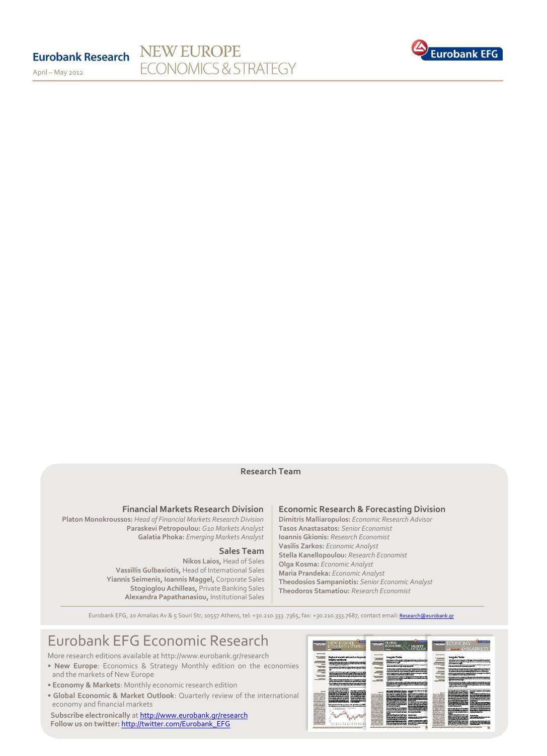## Research Team

### Financial Markets Research Division

**Platon Monokroussos:** *Head of Financial Markets Research Division*
**Paraskevi Petropoulou:** *G10 Markets Analyst*
**Galatia Phoka:** *Emerging Markets Analyst*

### Sales Team

**Nikos Laios,** Head of Sales
**Vassillis Gulbaxiotis,** Head of International Sales
**Yiannis Seimenis, Ioannis Maggel,** Corporate Sales
**Stogioglou Achilleas,** Private Banking Sales
**Alexandra Papathanasiou,** Institutional Sales

### Economic Research & Forecasting Division

**Dimitris Malliaropulos:** *Economic Research Advisor*
**Tasos Anastasatos:** *Senior Economist*
**Ioannis Gkionis:** *Research Economist*
**Vasilis Zarkos:** *Economic Analyst*
**Stella Kanellopoulou:** *Research Economist*
**Olga Kosma:** *Economic Analyst*
**Maria Prandeka:** *Economic Analyst*
**Theodosios Sampaniotis:** *Senior Economic Analyst*
**Theodoros Stamatiou:** *Research Economist*

Eurobank EFG, 20 Amalias Av & 5 Souri Str, 10557 Athens, tel: +30.210.333 .7365, fax: +30.210.333.7687, contact email: Research@eurobank.gr

# Eurobank EFG Economic Research

More research editions available at http://www.eurobank.gr/research

- **New Europe**: Economics & Strategy Monthly edition on the economies and the markets of New Europe
- **Economy & Markets**: Monthly economic research edition
- **Global Economic & Market Outlook**: Quarterly review of the international economy and financial markets

**Subscribe electronically** at http://www.eurobank.gr/research
**Follow us on twitter:** http://twitter.com/Eurobank_EFG